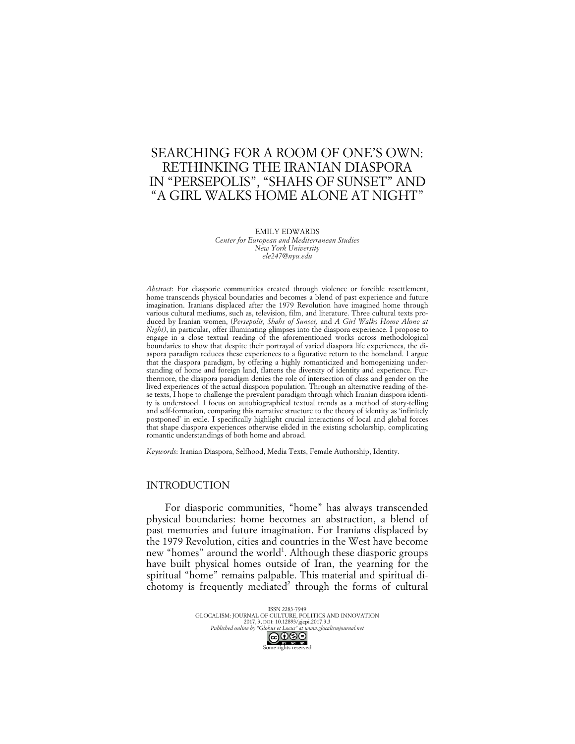# SEARCHING FOR A ROOM OF ONE'S OWN: RETHINKING THE IRANIAN DIASPORA IN "PERSEPOLIS", "SHAHS OF SUNSET" AND "A GIRL WALKS HOME ALONE AT NIGHT"

EMILY EDWARDS
*Center for European and Mediterranean Studies*
*New York University*
*ele247@nyu.edu*

*Abstract*: For diasporic communities created through violence or forcible resettlement, home transcends physical boundaries and becomes a blend of past experience and future imagination. Iranians displaced after the 1979 Revolution have imagined home through various cultural mediums, such as, television, film, and literature. Three cultural texts produced by Iranian women, (*Persepolis, Shahs of Sunset,* and *A Girl Walks Home Alone at Night)*, in particular, offer illuminating glimpses into the diaspora experience. I propose to engage in a close textual reading of the aforementioned works across methodological boundaries to show that despite their portrayal of varied diaspora life experiences, the diaspora paradigm reduces these experiences to a figurative return to the homeland. I argue that the diaspora paradigm, by offering a highly romanticized and homogenizing understanding of home and foreign land, flattens the diversity of identity and experience. Furthermore, the diaspora paradigm denies the role of intersection of class and gender on the lived experiences of the actual diaspora population. Through an alternative reading of these texts, I hope to challenge the prevalent paradigm through which Iranian diaspora identity is understood. I focus on autobiographical textual trends as a method of story-telling and self-formation, comparing this narrative structure to the theory of identity as 'infinitely postponed' in exile. I specifically highlight crucial interactions of local and global forces that shape diaspora experiences otherwise elided in the existing scholarship, complicating romantic understandings of both home and abroad.

*Keywords*: Iranian Diaspora, Selfhood, Media Texts, Female Authorship, Identity.

## INTRODUCTION

For diasporic communities, "home" has always transcended physical boundaries: home becomes an abstraction, a blend of past memories and future imagination. For Iranians displaced by the 1979 Revolution, cities and countries in the West have become new "homes" around the world[1]. Although these diasporic groups have built physical homes outside of Iran, the yearning for the spiritual "home" remains palpable. This material and spiritual dichotomy is frequently mediated[2] through the forms of cultural

ISSN 2283-7949
GLOCALISM: JOURNAL OF CULTURE, POLITICS AND INNOVATION
2017, 3, DOI: 10.12893/gjcpi.2017.3.3
*Published online by "Globus et Locus" at www.glocalismjournal.net*
Some rights reserved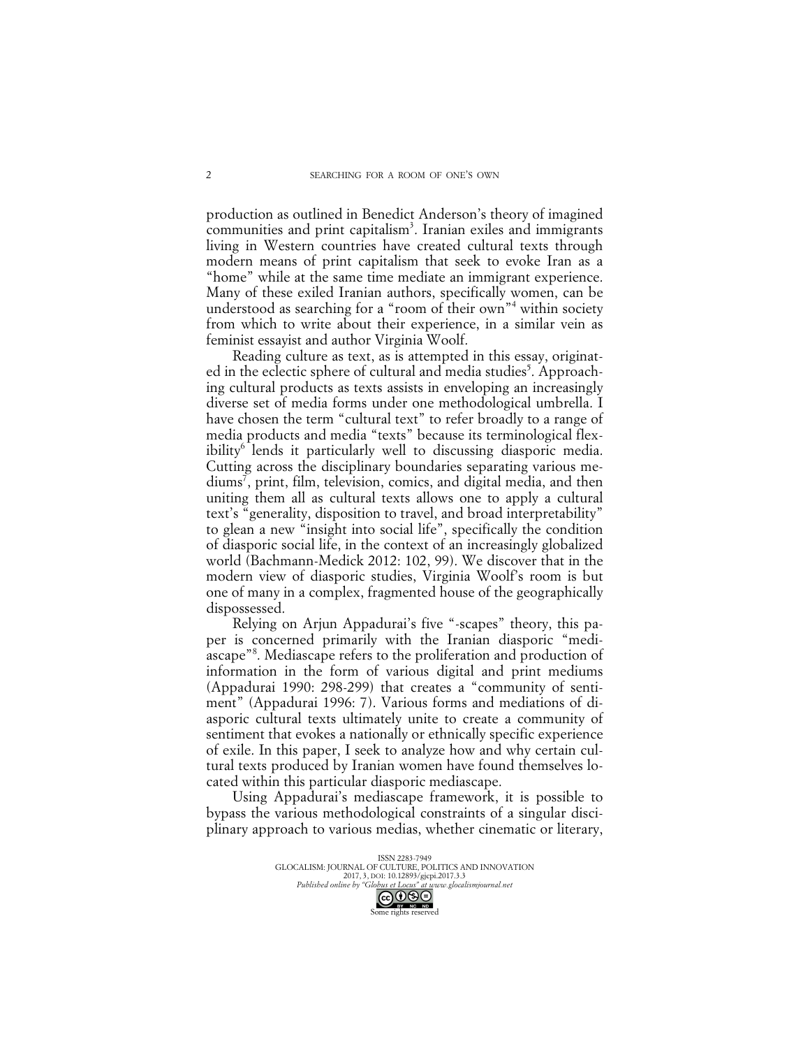production as outlined in Benedict Anderson's theory of imagined communities and print capitalism[3]. Iranian exiles and immigrants living in Western countries have created cultural texts through modern means of print capitalism that seek to evoke Iran as a "home" while at the same time mediate an immigrant experience. Many of these exiled Iranian authors, specifically women, can be understood as searching for a "room of their own"[4] within society from which to write about their experience, in a similar vein as feminist essayist and author Virginia Woolf.

Reading culture as text, as is attempted in this essay, originated in the eclectic sphere of cultural and media studies[5]. Approaching cultural products as texts assists in enveloping an increasingly diverse set of media forms under one methodological umbrella. I have chosen the term "cultural text" to refer broadly to a range of media products and media "texts" because its terminological flexibility[6] lends it particularly well to discussing diasporic media. Cutting across the disciplinary boundaries separating various mediums[7], print, film, television, comics, and digital media, and then uniting them all as cultural texts allows one to apply a cultural text's "generality, disposition to travel, and broad interpretability" to glean a new "insight into social life", specifically the condition of diasporic social life, in the context of an increasingly globalized world (Bachmann-Medick 2012: 102, 99). We discover that in the modern view of diasporic studies, Virginia Woolf's room is but one of many in a complex, fragmented house of the geographically dispossessed.

Relying on Arjun Appadurai's five "-scapes" theory, this paper is concerned primarily with the Iranian diasporic "mediascape"[8]. Mediascape refers to the proliferation and production of information in the form of various digital and print mediums (Appadurai 1990: 298-299) that creates a "community of sentiment" (Appadurai 1996: 7). Various forms and mediations of diasporic cultural texts ultimately unite to create a community of sentiment that evokes a nationally or ethnically specific experience of exile. In this paper, I seek to analyze how and why certain cultural texts produced by Iranian women have found themselves located within this particular diasporic mediascape.

Using Appadurai's mediascape framework, it is possible to bypass the various methodological constraints of a singular disciplinary approach to various medias, whether cinematic or literary,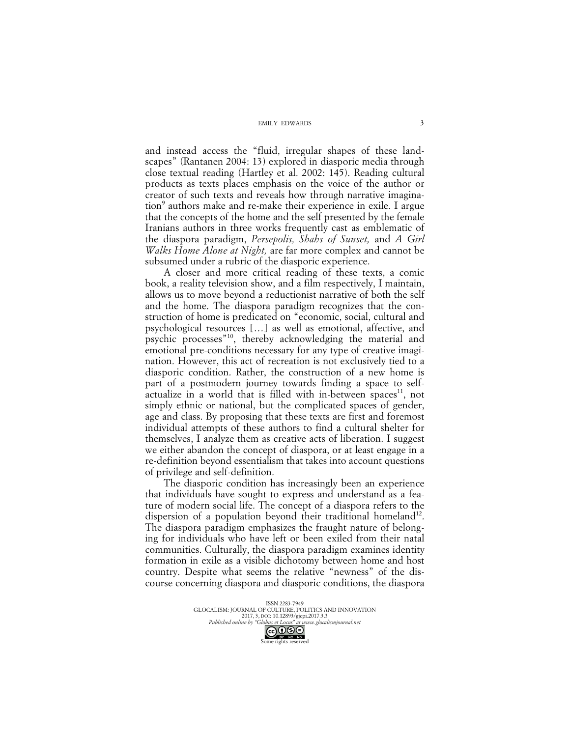and instead access the "fluid, irregular shapes of these landscapes" (Rantanen 2004: 13) explored in diasporic media through close textual reading (Hartley et al. 2002: 145). Reading cultural products as texts places emphasis on the voice of the author or creator of such texts and reveals how through narrative imagination[9] authors make and re-make their experience in exile. I argue that the concepts of the home and the self presented by the female Iranians authors in three works frequently cast as emblematic of the diaspora paradigm, *Persepolis, Shahs of Sunset,* and *A Girl Walks Home Alone at Night,* are far more complex and cannot be subsumed under a rubric of the diasporic experience.

A closer and more critical reading of these texts, a comic book, a reality television show, and a film respectively, I maintain, allows us to move beyond a reductionist narrative of both the self and the home. The diaspora paradigm recognizes that the construction of home is predicated on "economic, social, cultural and psychological resources […] as well as emotional, affective, and psychic processes"[10], thereby acknowledging the material and emotional pre-conditions necessary for any type of creative imagination. However, this act of recreation is not exclusively tied to a diasporic condition. Rather, the construction of a new home is part of a postmodern journey towards finding a space to self-actualize in a world that is filled with in-between spaces[11], not simply ethnic or national, but the complicated spaces of gender, age and class. By proposing that these texts are first and foremost individual attempts of these authors to find a cultural shelter for themselves, I analyze them as creative acts of liberation. I suggest we either abandon the concept of diaspora, or at least engage in a re-definition beyond essentialism that takes into account questions of privilege and self-definition.

The diasporic condition has increasingly been an experience that individuals have sought to express and understand as a feature of modern social life. The concept of a diaspora refers to the dispersion of a population beyond their traditional homeland[12]. The diaspora paradigm emphasizes the fraught nature of belonging for individuals who have left or been exiled from their natal communities. Culturally, the diaspora paradigm examines identity formation in exile as a visible dichotomy between home and host country. Despite what seems the relative "newness" of the discourse concerning diaspora and diasporic conditions, the diaspora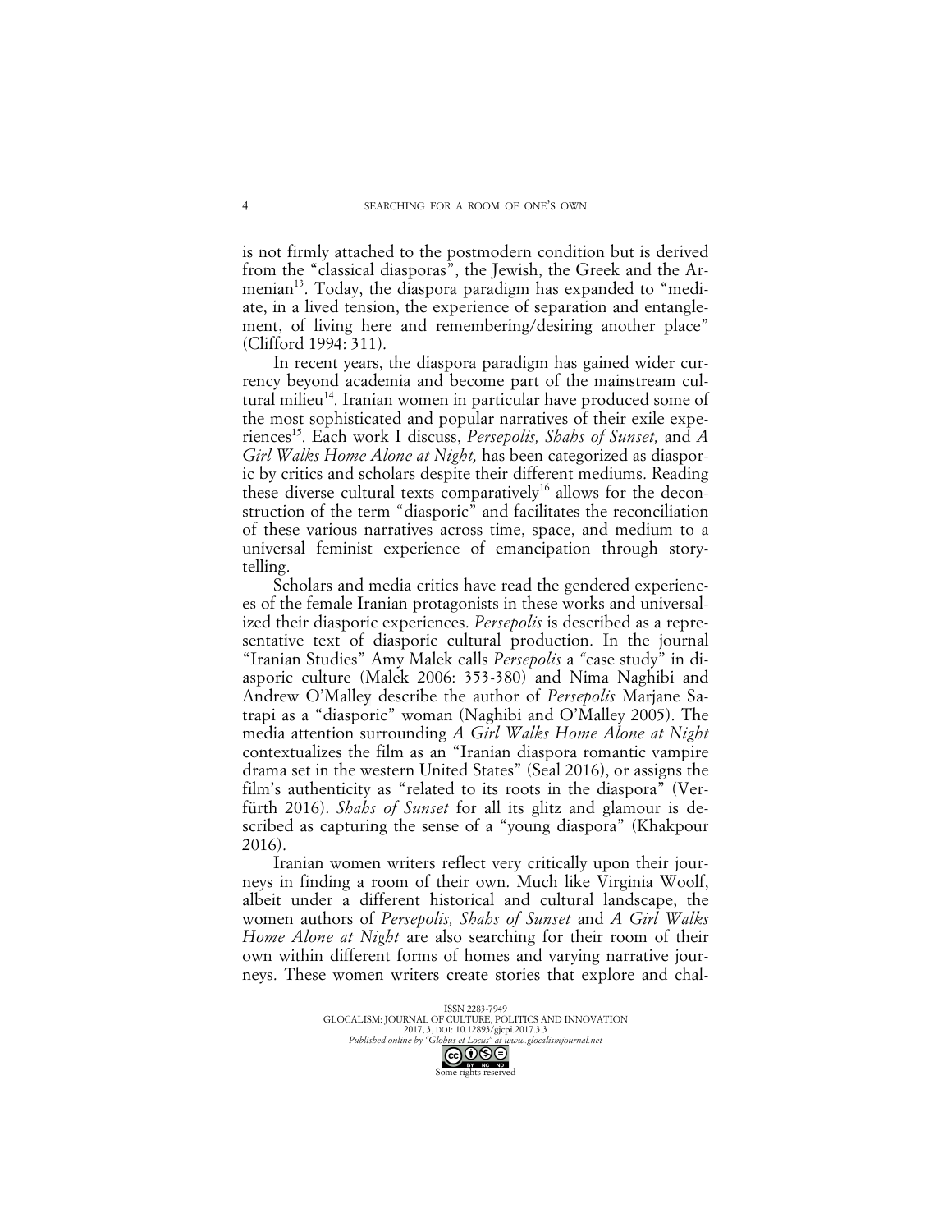is not firmly attached to the postmodern condition but is derived from the "classical diasporas", the Jewish, the Greek and the Armenian[13]. Today, the diaspora paradigm has expanded to "mediate, in a lived tension, the experience of separation and entanglement, of living here and remembering/desiring another place" (Clifford 1994: 311).

In recent years, the diaspora paradigm has gained wider currency beyond academia and become part of the mainstream cultural milieu[14]. Iranian women in particular have produced some of the most sophisticated and popular narratives of their exile experiences[15]. Each work I discuss, *Persepolis, Shahs of Sunset,* and *A Girl Walks Home Alone at Night,* has been categorized as diasporic by critics and scholars despite their different mediums. Reading these diverse cultural texts comparatively[16] allows for the deconstruction of the term "diasporic" and facilitates the reconciliation of these various narratives across time, space, and medium to a universal feminist experience of emancipation through storytelling.

Scholars and media critics have read the gendered experiences of the female Iranian protagonists in these works and universalized their diasporic experiences. *Persepolis* is described as a representative text of diasporic cultural production. In the journal "Iranian Studies" Amy Malek calls *Persepolis* a "case study" in diasporic culture (Malek 2006: 353-380) and Nima Naghibi and Andrew O'Malley describe the author of *Persepolis* Marjane Satrapi as a "diasporic" woman (Naghibi and O'Malley 2005). The media attention surrounding *A Girl Walks Home Alone at Night* contextualizes the film as an "Iranian diaspora romantic vampire drama set in the western United States" (Seal 2016), or assigns the film's authenticity as "related to its roots in the diaspora" (Verfürth 2016). *Shahs of Sunset* for all its glitz and glamour is described as capturing the sense of a "young diaspora" (Khakpour 2016).

Iranian women writers reflect very critically upon their journeys in finding a room of their own. Much like Virginia Woolf, albeit under a different historical and cultural landscape, the women authors of *Persepolis, Shahs of Sunset* and *A Girl Walks Home Alone at Night* are also searching for their room of their own within different forms of homes and varying narrative journeys. These women writers create stories that explore and chal-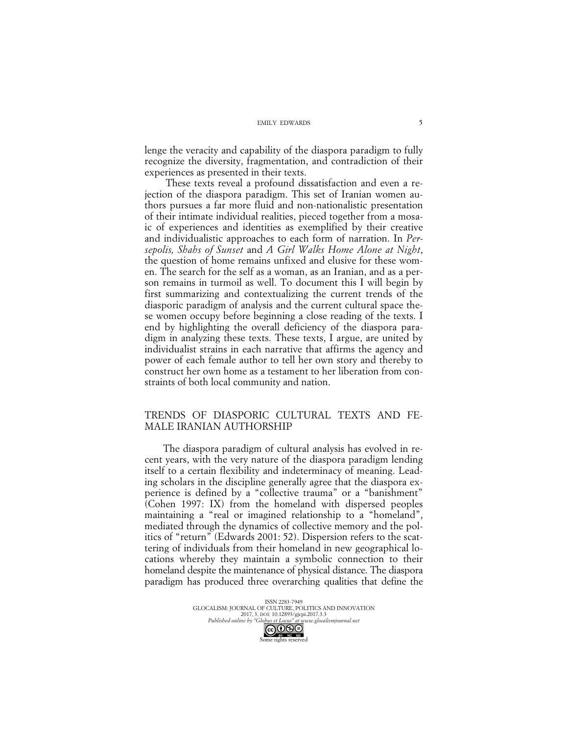lenge the veracity and capability of the diaspora paradigm to fully recognize the diversity, fragmentation, and contradiction of their experiences as presented in their texts.

These texts reveal a profound dissatisfaction and even a rejection of the diaspora paradigm. This set of Iranian women authors pursues a far more fluid and non-nationalistic presentation of their intimate individual realities, pieced together from a mosaic of experiences and identities as exemplified by their creative and individualistic approaches to each form of narration. In *Persepolis, Shahs of Sunset* and *A Girl Walks Home Alone at Night*, the question of home remains unfixed and elusive for these women. The search for the self as a woman, as an Iranian, and as a person remains in turmoil as well. To document this I will begin by first summarizing and contextualizing the current trends of the diasporic paradigm of analysis and the current cultural space these women occupy before beginning a close reading of the texts. I end by highlighting the overall deficiency of the diaspora paradigm in analyzing these texts. These texts, I argue, are united by individualist strains in each narrative that affirms the agency and power of each female author to tell her own story and thereby to construct her own home as a testament to her liberation from constraints of both local community and nation.

## TRENDS OF DIASPORIC CULTURAL TEXTS AND FEMALE IRANIAN AUTHORSHIP

The diaspora paradigm of cultural analysis has evolved in recent years, with the very nature of the diaspora paradigm lending itself to a certain flexibility and indeterminacy of meaning. Leading scholars in the discipline generally agree that the diaspora experience is defined by a "collective trauma" or a "banishment" (Cohen 1997: IX) from the homeland with dispersed peoples maintaining a "real or imagined relationship to a "homeland", mediated through the dynamics of collective memory and the politics of "return" (Edwards 2001: 52). Dispersion refers to the scattering of individuals from their homeland in new geographical locations whereby they maintain a symbolic connection to their homeland despite the maintenance of physical distance. The diaspora paradigm has produced three overarching qualities that define the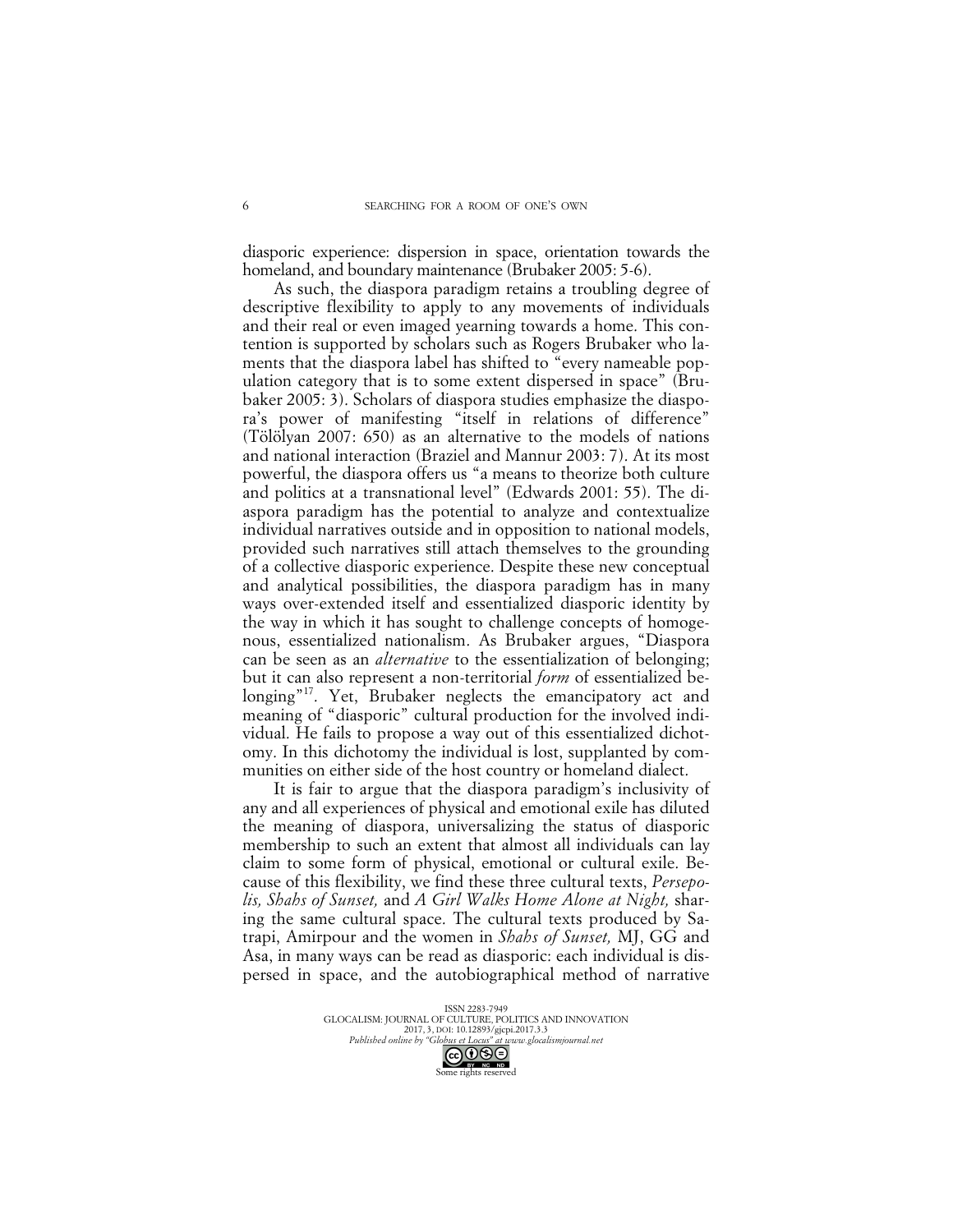diasporic experience: dispersion in space, orientation towards the homeland, and boundary maintenance (Brubaker 2005: 5-6).

As such, the diaspora paradigm retains a troubling degree of descriptive flexibility to apply to any movements of individuals and their real or even imaged yearning towards a home. This contention is supported by scholars such as Rogers Brubaker who laments that the diaspora label has shifted to "every nameable population category that is to some extent dispersed in space" (Brubaker 2005: 3). Scholars of diaspora studies emphasize the diaspora's power of manifesting "itself in relations of difference" (Tölölyan 2007: 650) as an alternative to the models of nations and national interaction (Braziel and Mannur 2003: 7). At its most powerful, the diaspora offers us "a means to theorize both culture and politics at a transnational level" (Edwards 2001: 55). The diaspora paradigm has the potential to analyze and contextualize individual narratives outside and in opposition to national models, provided such narratives still attach themselves to the grounding of a collective diasporic experience. Despite these new conceptual and analytical possibilities, the diaspora paradigm has in many ways over-extended itself and essentialized diasporic identity by the way in which it has sought to challenge concepts of homogenous, essentialized nationalism. As Brubaker argues, "Diaspora can be seen as an *alternative* to the essentialization of belonging; but it can also represent a non-territorial *form* of essentialized belonging"[17]. Yet, Brubaker neglects the emancipatory act and meaning of "diasporic" cultural production for the involved individual. He fails to propose a way out of this essentialized dichotomy. In this dichotomy the individual is lost, supplanted by communities on either side of the host country or homeland dialect.

It is fair to argue that the diaspora paradigm's inclusivity of any and all experiences of physical and emotional exile has diluted the meaning of diaspora, universalizing the status of diasporic membership to such an extent that almost all individuals can lay claim to some form of physical, emotional or cultural exile. Because of this flexibility, we find these three cultural texts, *Persepolis, Shahs of Sunset,* and *A Girl Walks Home Alone at Night,* sharing the same cultural space. The cultural texts produced by Satrapi, Amirpour and the women in *Shahs of Sunset,* MJ, GG and Asa, in many ways can be read as diasporic: each individual is dispersed in space, and the autobiographical method of narrative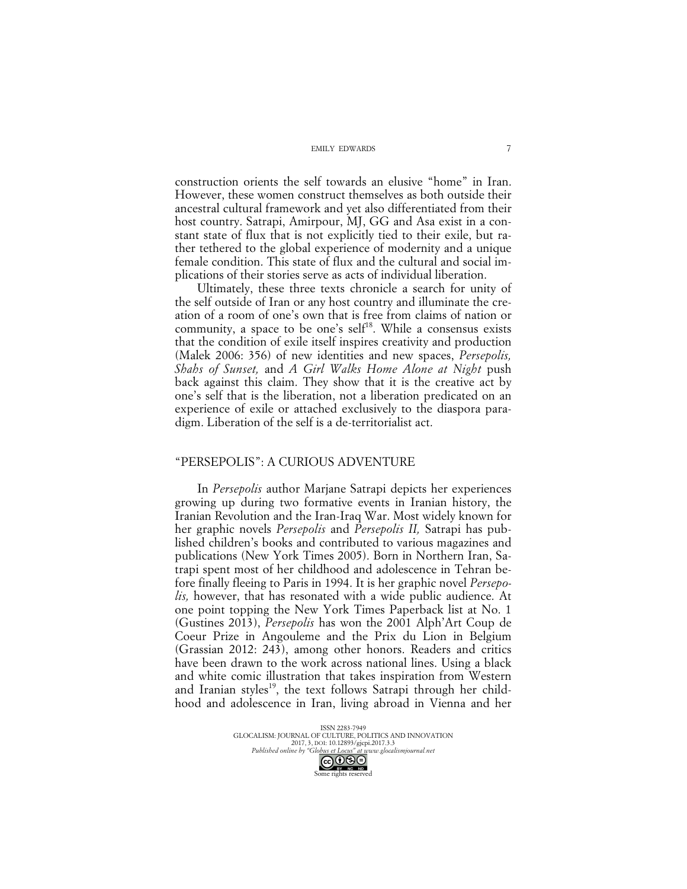construction orients the self towards an elusive "home" in Iran. However, these women construct themselves as both outside their ancestral cultural framework and yet also differentiated from their host country. Satrapi, Amirpour, MJ, GG and Asa exist in a constant state of flux that is not explicitly tied to their exile, but rather tethered to the global experience of modernity and a unique female condition. This state of flux and the cultural and social implications of their stories serve as acts of individual liberation.

Ultimately, these three texts chronicle a search for unity of the self outside of Iran or any host country and illuminate the creation of a room of one's own that is free from claims of nation or community, a space to be one's self[18]. While a consensus exists that the condition of exile itself inspires creativity and production (Malek 2006: 356) of new identities and new spaces, *Persepolis, Shahs of Sunset,* and *A Girl Walks Home Alone at Night* push back against this claim. They show that it is the creative act by one's self that is the liberation, not a liberation predicated on an experience of exile or attached exclusively to the diaspora paradigm. Liberation of the self is a de-territorialist act.

## "PERSEPOLIS": A CURIOUS ADVENTURE

In *Persepolis* author Marjane Satrapi depicts her experiences growing up during two formative events in Iranian history, the Iranian Revolution and the Iran-Iraq War. Most widely known for her graphic novels *Persepolis* and *Persepolis II,* Satrapi has published children's books and contributed to various magazines and publications (New York Times 2005). Born in Northern Iran, Satrapi spent most of her childhood and adolescence in Tehran before finally fleeing to Paris in 1994. It is her graphic novel *Persepolis,* however, that has resonated with a wide public audience. At one point topping the New York Times Paperback list at No. 1 (Gustines 2013), *Persepolis* has won the 2001 Alph'Art Coup de Coeur Prize in Angouleme and the Prix du Lion in Belgium (Grassian 2012: 243), among other honors. Readers and critics have been drawn to the work across national lines. Using a black and white comic illustration that takes inspiration from Western and Iranian styles[19], the text follows Satrapi through her childhood and adolescence in Iran, living abroad in Vienna and her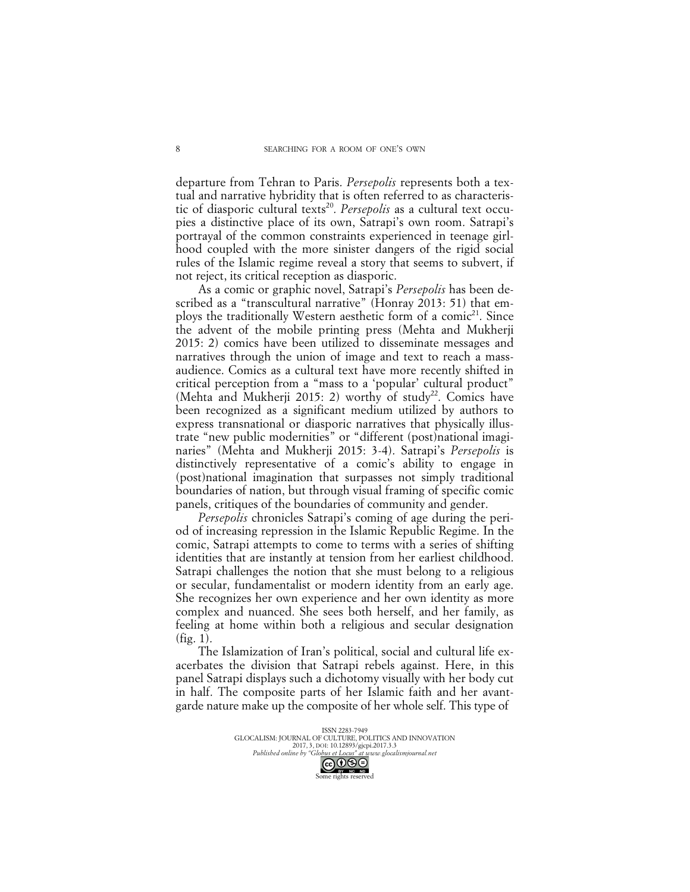departure from Tehran to Paris. *Persepolis* represents both a textual and narrative hybridity that is often referred to as characteristic of diasporic cultural texts[20]. *Persepolis* as a cultural text occupies a distinctive place of its own, Satrapi's own room. Satrapi's portrayal of the common constraints experienced in teenage girlhood coupled with the more sinister dangers of the rigid social rules of the Islamic regime reveal a story that seems to subvert, if not reject, its critical reception as diasporic.

As a comic or graphic novel, Satrapi's *Persepolis* has been described as a "transcultural narrative" (Honray 2013: 51) that employs the traditionally Western aesthetic form of a comic[21]. Since the advent of the mobile printing press (Mehta and Mukherji 2015: 2) comics have been utilized to disseminate messages and narratives through the union of image and text to reach a mass-audience. Comics as a cultural text have more recently shifted in critical perception from a "mass to a 'popular' cultural product" (Mehta and Mukherji 2015: 2) worthy of study[22]. Comics have been recognized as a significant medium utilized by authors to express transnational or diasporic narratives that physically illustrate "new public modernities" or "different (post)national imaginaries" (Mehta and Mukherji 2015: 3-4). Satrapi's *Persepolis* is distinctively representative of a comic's ability to engage in (post)national imagination that surpasses not simply traditional boundaries of nation, but through visual framing of specific comic panels, critiques of the boundaries of community and gender.

*Persepolis* chronicles Satrapi's coming of age during the period of increasing repression in the Islamic Republic Regime. In the comic, Satrapi attempts to come to terms with a series of shifting identities that are instantly at tension from her earliest childhood. Satrapi challenges the notion that she must belong to a religious or secular, fundamentalist or modern identity from an early age. She recognizes her own experience and her own identity as more complex and nuanced. She sees both herself, and her family, as feeling at home within both a religious and secular designation (fig. 1).

The Islamization of Iran's political, social and cultural life exacerbates the division that Satrapi rebels against. Here, in this panel Satrapi displays such a dichotomy visually with her body cut in half. The composite parts of her Islamic faith and her avant-garde nature make up the composite of her whole self. This type of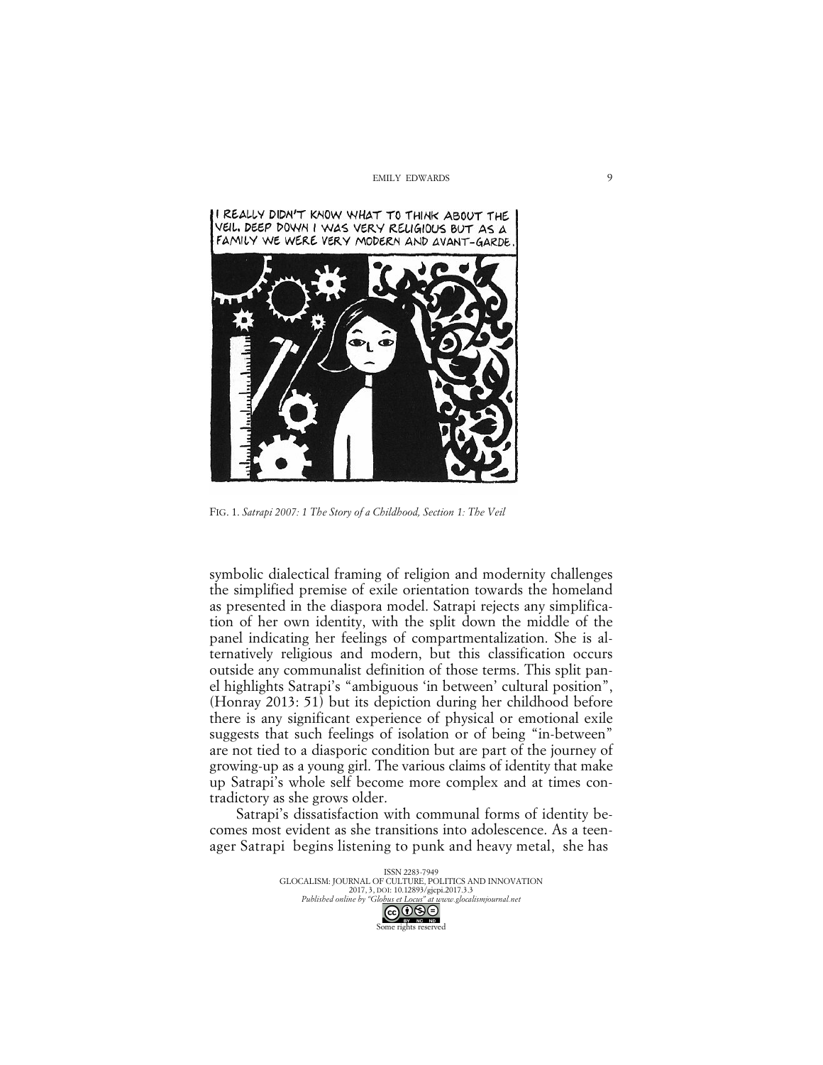FIG. 1. *Satrapi 2007: 1 The Story of a Childhood, Section 1: The Veil*

symbolic dialectical framing of religion and modernity challenges the simplified premise of exile orientation towards the homeland as presented in the diaspora model. Satrapi rejects any simplification of her own identity, with the split down the middle of the panel indicating her feelings of compartmentalization. She is alternatively religious and modern, but this classification occurs outside any communalist definition of those terms. This split panel highlights Satrapi's "ambiguous 'in between' cultural position", (Honray 2013: 51) but its depiction during her childhood before there is any significant experience of physical or emotional exile suggests that such feelings of isolation or of being "in-between" are not tied to a diasporic condition but are part of the journey of growing-up as a young girl. The various claims of identity that make up Satrapi's whole self become more complex and at times contradictory as she grows older.

Satrapi's dissatisfaction with communal forms of identity becomes most evident as she transitions into adolescence. As a teenager Satrapi begins listening to punk and heavy metal, she has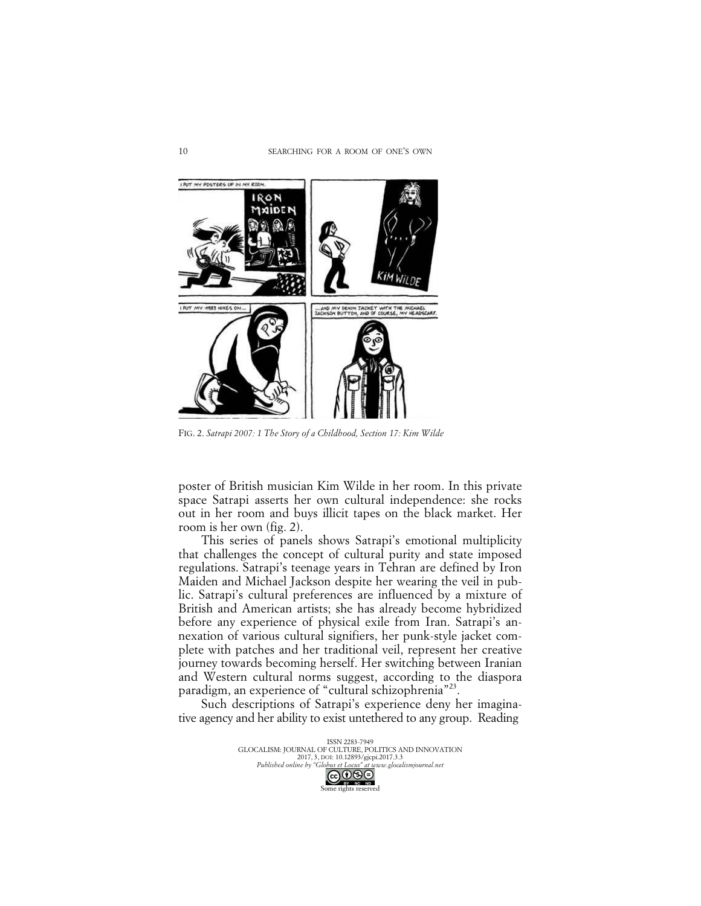FIG. 2. *Satrapi 2007: 1 The Story of a Childhood, Section 17: Kim Wilde*

poster of British musician Kim Wilde in her room. In this private space Satrapi asserts her own cultural independence: she rocks out in her room and buys illicit tapes on the black market. Her room is her own (fig. 2).

This series of panels shows Satrapi's emotional multiplicity that challenges the concept of cultural purity and state imposed regulations. Satrapi's teenage years in Tehran are defined by Iron Maiden and Michael Jackson despite her wearing the veil in public. Satrapi's cultural preferences are influenced by a mixture of British and American artists; she has already become hybridized before any experience of physical exile from Iran. Satrapi's annexation of various cultural signifiers, her punk-style jacket complete with patches and her traditional veil, represent her creative journey towards becoming herself. Her switching between Iranian and Western cultural norms suggest, according to the diaspora paradigm, an experience of "cultural schizophrenia"[23].

Such descriptions of Satrapi's experience deny her imaginative agency and her ability to exist untethered to any group. Reading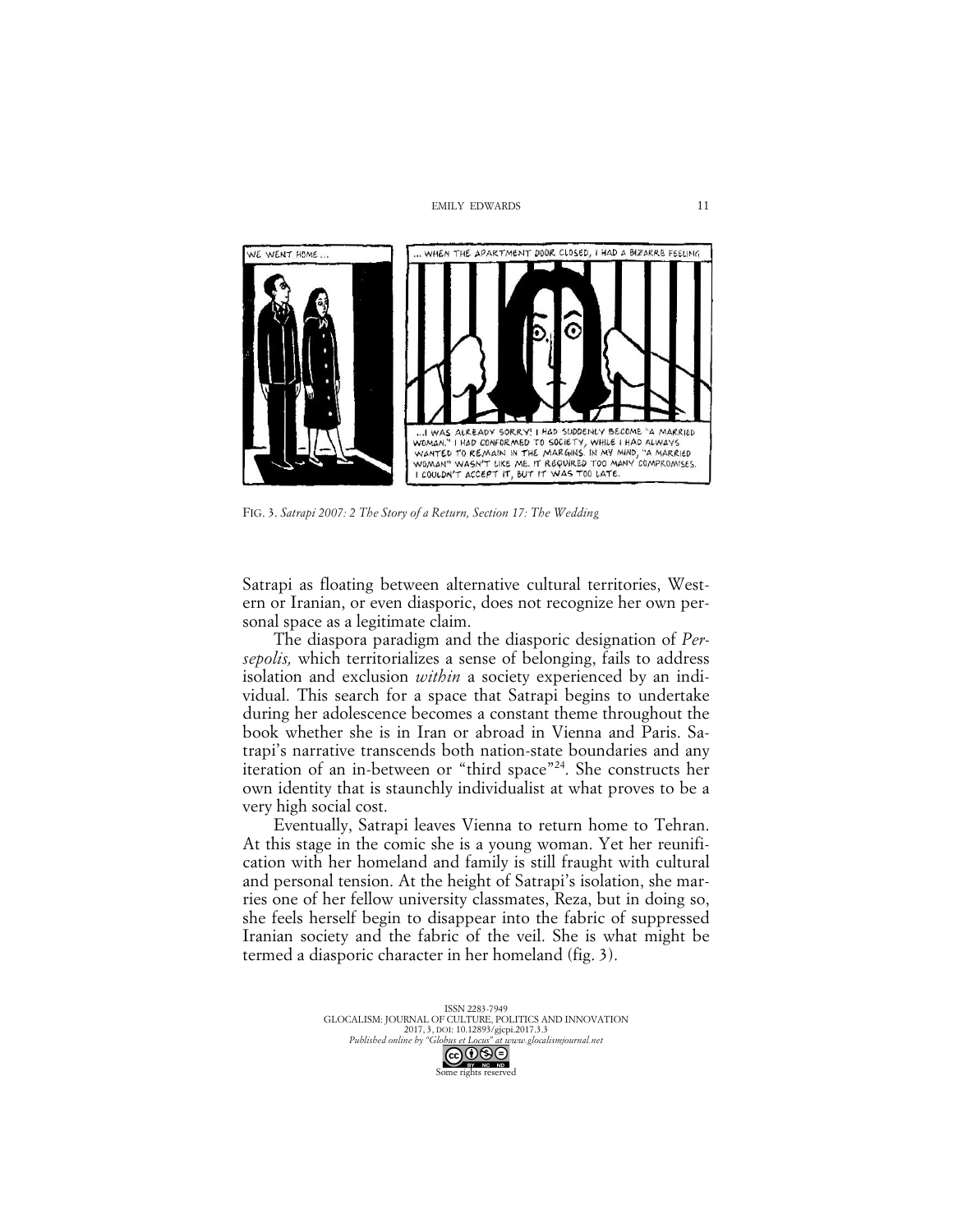FIG. 3. *Satrapi 2007: 2 The Story of a Return, Section 17: The Wedding*

Satrapi as floating between alternative cultural territories, Western or Iranian, or even diasporic, does not recognize her own personal space as a legitimate claim.

The diaspora paradigm and the diasporic designation of *Persepolis,* which territorializes a sense of belonging, fails to address isolation and exclusion *within* a society experienced by an individual. This search for a space that Satrapi begins to undertake during her adolescence becomes a constant theme throughout the book whether she is in Iran or abroad in Vienna and Paris. Satrapi's narrative transcends both nation-state boundaries and any iteration of an in-between or "third space"[24]. She constructs her own identity that is staunchly individualist at what proves to be a very high social cost.

Eventually, Satrapi leaves Vienna to return home to Tehran. At this stage in the comic she is a young woman. Yet her reunification with her homeland and family is still fraught with cultural and personal tension. At the height of Satrapi's isolation, she marries one of her fellow university classmates, Reza, but in doing so, she feels herself begin to disappear into the fabric of suppressed Iranian society and the fabric of the veil. She is what might be termed a diasporic character in her homeland (fig. 3).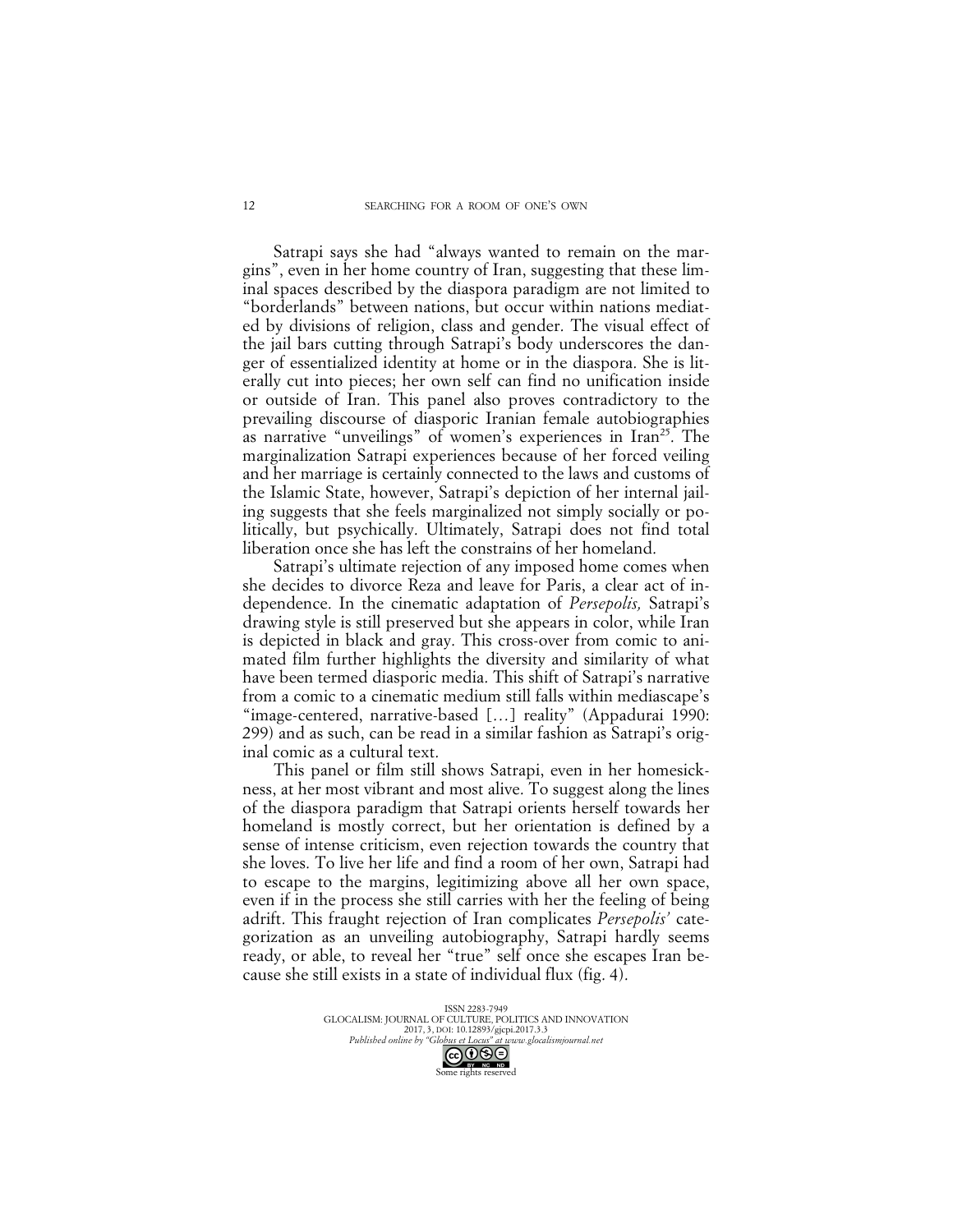Satrapi says she had "always wanted to remain on the margins", even in her home country of Iran, suggesting that these liminal spaces described by the diaspora paradigm are not limited to "borderlands" between nations, but occur within nations mediated by divisions of religion, class and gender. The visual effect of the jail bars cutting through Satrapi's body underscores the danger of essentialized identity at home or in the diaspora. She is literally cut into pieces; her own self can find no unification inside or outside of Iran. This panel also proves contradictory to the prevailing discourse of diasporic Iranian female autobiographies as narrative "unveilings" of women's experiences in Iran[25]. The marginalization Satrapi experiences because of her forced veiling and her marriage is certainly connected to the laws and customs of the Islamic State, however, Satrapi's depiction of her internal jailing suggests that she feels marginalized not simply socially or politically, but psychically. Ultimately, Satrapi does not find total liberation once she has left the constrains of her homeland.

Satrapi's ultimate rejection of any imposed home comes when she decides to divorce Reza and leave for Paris, a clear act of independence. In the cinematic adaptation of *Persepolis,* Satrapi's drawing style is still preserved but she appears in color, while Iran is depicted in black and gray. This cross-over from comic to animated film further highlights the diversity and similarity of what have been termed diasporic media. This shift of Satrapi's narrative from a comic to a cinematic medium still falls within mediascape's "image-centered, narrative-based […] reality" (Appadurai 1990: 299) and as such, can be read in a similar fashion as Satrapi's original comic as a cultural text.

This panel or film still shows Satrapi, even in her homesickness, at her most vibrant and most alive. To suggest along the lines of the diaspora paradigm that Satrapi orients herself towards her homeland is mostly correct, but her orientation is defined by a sense of intense criticism, even rejection towards the country that she loves. To live her life and find a room of her own, Satrapi had to escape to the margins, legitimizing above all her own space, even if in the process she still carries with her the feeling of being adrift. This fraught rejection of Iran complicates *Persepolis'* categorization as an unveiling autobiography, Satrapi hardly seems ready, or able, to reveal her "true" self once she escapes Iran because she still exists in a state of individual flux (fig. 4).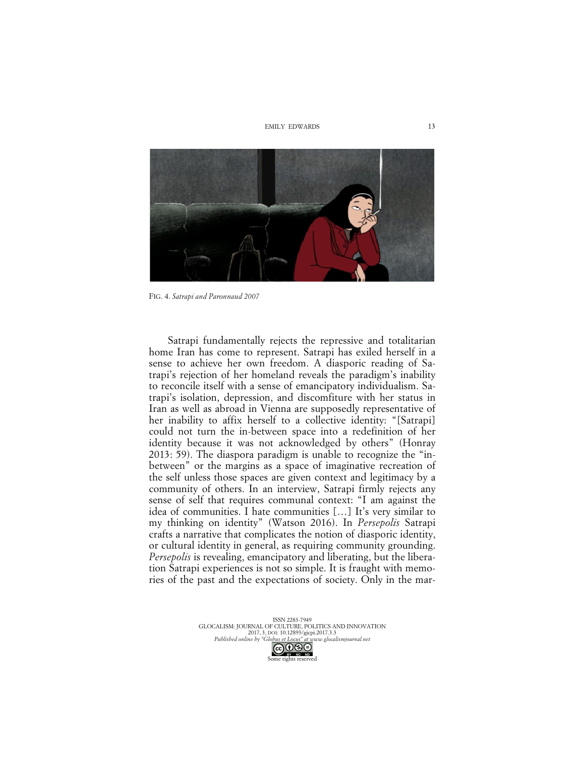FIG. 4. *Satrapi and Paronnaud 2007*

Satrapi fundamentally rejects the repressive and totalitarian home Iran has come to represent. Satrapi has exiled herself in a sense to achieve her own freedom. A diasporic reading of Satrapi's rejection of her homeland reveals the paradigm's inability to reconcile itself with a sense of emancipatory individualism. Satrapi's isolation, depression, and discomfiture with her status in Iran as well as abroad in Vienna are supposedly representative of her inability to affix herself to a collective identity: "[Satrapi] could not turn the in-between space into a redefinition of her identity because it was not acknowledged by others" (Honray 2013: 59). The diaspora paradigm is unable to recognize the "in-between" or the margins as a space of imaginative recreation of the self unless those spaces are given context and legitimacy by a community of others. In an interview, Satrapi firmly rejects any sense of self that requires communal context: "I am against the idea of communities. I hate communities […] It's very similar to my thinking on identity" (Watson 2016). In *Persepolis* Satrapi crafts a narrative that complicates the notion of diasporic identity, or cultural identity in general, as requiring community grounding. *Persepolis* is revealing, emancipatory and liberating, but the liberation Satrapi experiences is not so simple. It is fraught with memories of the past and the expectations of society. Only in the mar-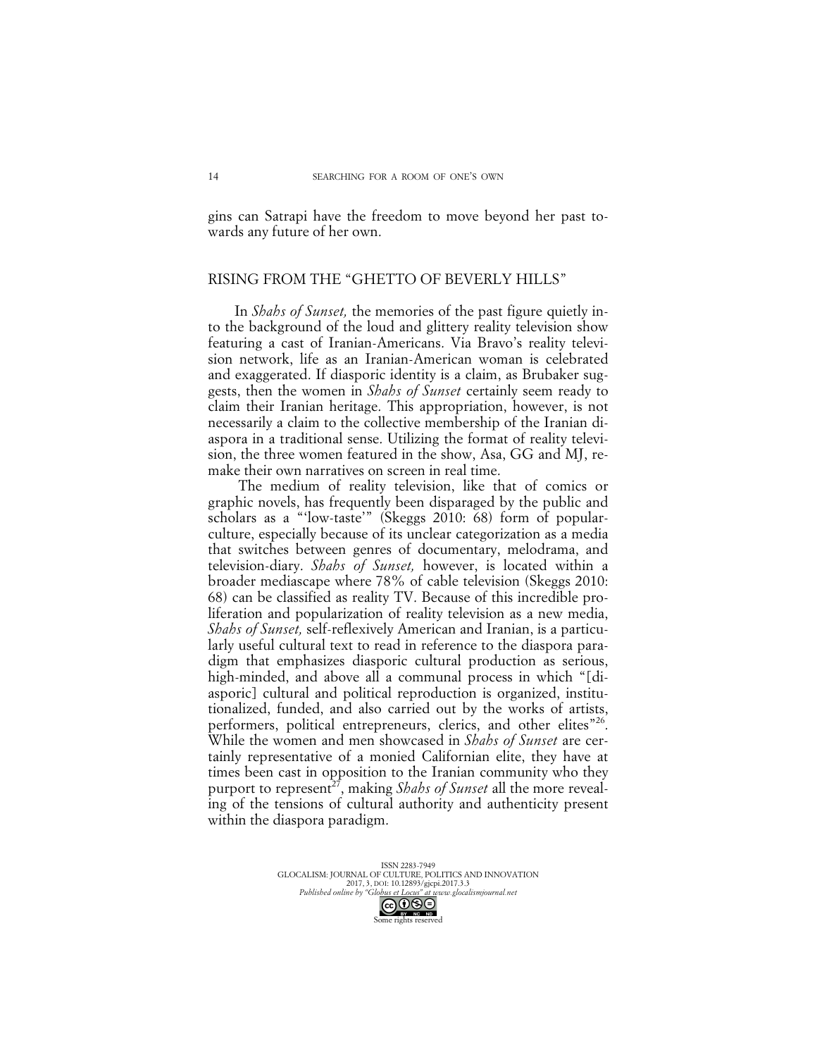gins can Satrapi have the freedom to move beyond her past towards any future of her own.

## RISING FROM THE "GHETTO OF BEVERLY HILLS"

In *Shahs of Sunset,* the memories of the past figure quietly into the background of the loud and glittery reality television show featuring a cast of Iranian-Americans. Via Bravo's reality television network, life as an Iranian-American woman is celebrated and exaggerated. If diasporic identity is a claim, as Brubaker suggests, then the women in *Shahs of Sunset* certainly seem ready to claim their Iranian heritage. This appropriation, however, is not necessarily a claim to the collective membership of the Iranian diaspora in a traditional sense. Utilizing the format of reality television, the three women featured in the show, Asa, GG and MJ, remake their own narratives on screen in real time.

The medium of reality television, like that of comics or graphic novels, has frequently been disparaged by the public and scholars as a "'low-taste'" (Skeggs 2010: 68) form of popular-culture, especially because of its unclear categorization as a media that switches between genres of documentary, melodrama, and television-diary. *Shahs of Sunset,* however, is located within a broader mediascape where 78% of cable television (Skeggs 2010: 68) can be classified as reality TV. Because of this incredible proliferation and popularization of reality television as a new media, *Shahs of Sunset,* self-reflexively American and Iranian, is a particularly useful cultural text to read in reference to the diaspora paradigm that emphasizes diasporic cultural production as serious, high-minded, and above all a communal process in which "[diasporic] cultural and political reproduction is organized, institutionalized, funded, and also carried out by the works of artists, performers, political entrepreneurs, clerics, and other elites"[26]. While the women and men showcased in *Shahs of Sunset* are certainly representative of a monied Californian elite, they have at times been cast in opposition to the Iranian community who they purport to represent[27], making *Shahs of Sunset* all the more revealing of the tensions of cultural authority and authenticity present within the diaspora paradigm.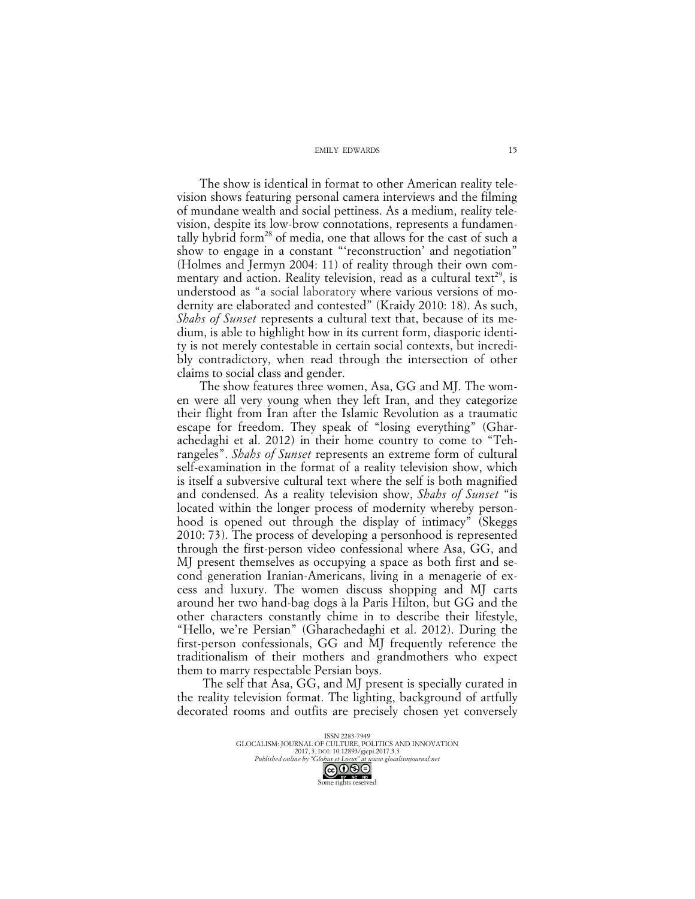The show is identical in format to other American reality television shows featuring personal camera interviews and the filming of mundane wealth and social pettiness. As a medium, reality television, despite its low-brow connotations, represents a fundamentally hybrid form[28] of media, one that allows for the cast of such a show to engage in a constant "'reconstruction' and negotiation" (Holmes and Jermyn 2004: 11) of reality through their own commentary and action. Reality television, read as a cultural text[29], is understood as "a social laboratory where various versions of modernity are elaborated and contested" (Kraidy 2010: 18). As such, *Shahs of Sunset* represents a cultural text that, because of its medium, is able to highlight how in its current form, diasporic identity is not merely contestable in certain social contexts, but incredibly contradictory, when read through the intersection of other claims to social class and gender.

The show features three women, Asa, GG and MJ. The women were all very young when they left Iran, and they categorize their flight from Iran after the Islamic Revolution as a traumatic escape for freedom. They speak of "losing everything" (Gharachedaghi et al. 2012) in their home country to come to "Tehrangeles". *Shahs of Sunset* represents an extreme form of cultural self-examination in the format of a reality television show, which is itself a subversive cultural text where the self is both magnified and condensed. As a reality television show, *Shahs of Sunset* "is located within the longer process of modernity whereby personhood is opened out through the display of intimacy" (Skeggs 2010: 73). The process of developing a personhood is represented through the first-person video confessional where Asa, GG, and MJ present themselves as occupying a space as both first and second generation Iranian-Americans, living in a menagerie of excess and luxury. The women discuss shopping and MJ carts around her two hand-bag dogs à la Paris Hilton, but GG and the other characters constantly chime in to describe their lifestyle, "Hello, we're Persian" (Gharachedaghi et al. 2012). During the first-person confessionals, GG and MJ frequently reference the traditionalism of their mothers and grandmothers who expect them to marry respectable Persian boys.

The self that Asa, GG, and MJ present is specially curated in the reality television format. The lighting, background of artfully decorated rooms and outfits are precisely chosen yet conversely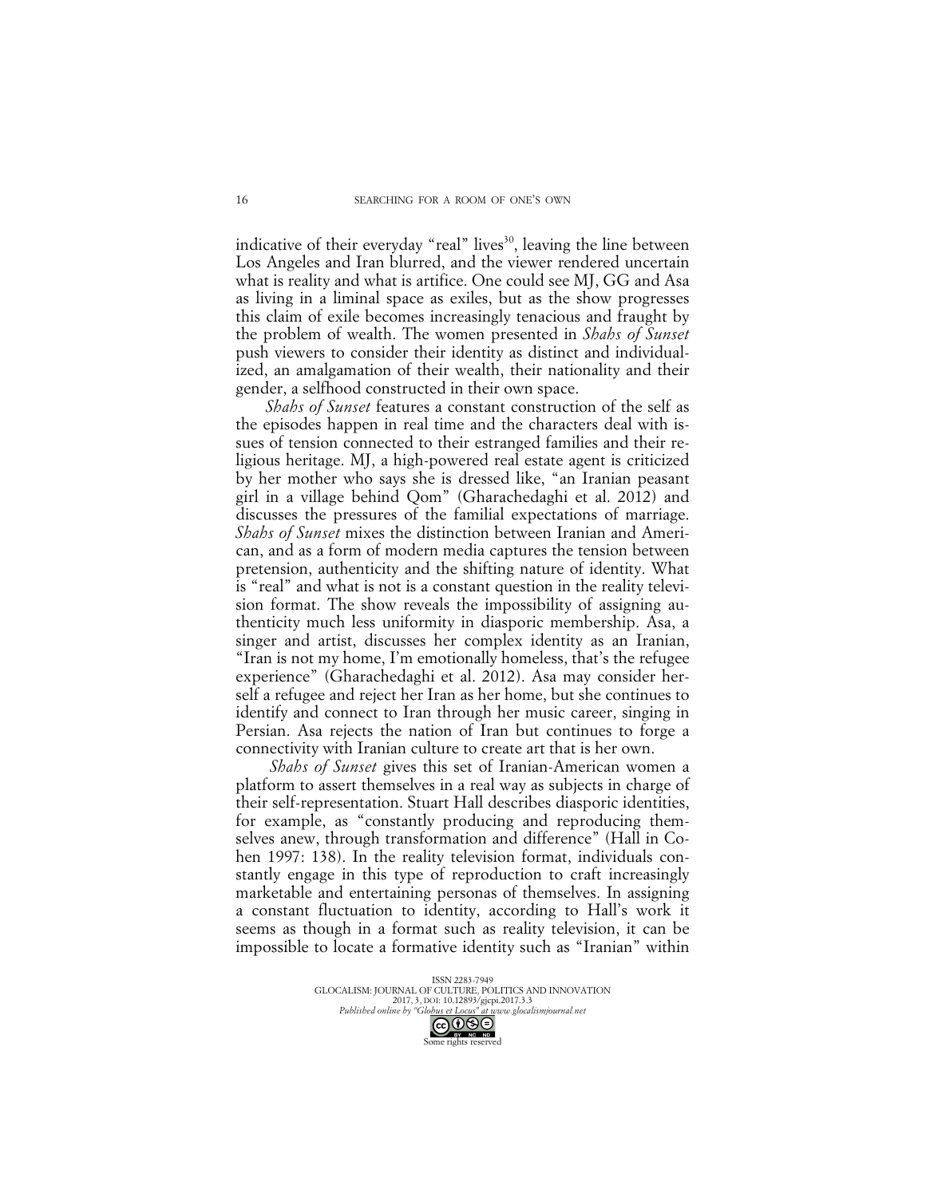indicative of their everyday "real" lives[30], leaving the line between Los Angeles and Iran blurred, and the viewer rendered uncertain what is reality and what is artifice. One could see MJ, GG and Asa as living in a liminal space as exiles, but as the show progresses this claim of exile becomes increasingly tenacious and fraught by the problem of wealth. The women presented in *Shahs of Sunset* push viewers to consider their identity as distinct and individualized, an amalgamation of their wealth, their nationality and their gender, a selfhood constructed in their own space.

*Shahs of Sunset* features a constant construction of the self as the episodes happen in real time and the characters deal with issues of tension connected to their estranged families and their religious heritage. MJ, a high-powered real estate agent is criticized by her mother who says she is dressed like, "an Iranian peasant girl in a village behind Qom" (Gharachedaghi et al. 2012) and discusses the pressures of the familial expectations of marriage. *Shahs of Sunset* mixes the distinction between Iranian and American, and as a form of modern media captures the tension between pretension, authenticity and the shifting nature of identity. What is "real" and what is not is a constant question in the reality television format. The show reveals the impossibility of assigning authenticity much less uniformity in diasporic membership. Asa, a singer and artist, discusses her complex identity as an Iranian, "Iran is not my home, I'm emotionally homeless, that's the refugee experience" (Gharachedaghi et al. 2012). Asa may consider herself a refugee and reject her Iran as her home, but she continues to identify and connect to Iran through her music career, singing in Persian. Asa rejects the nation of Iran but continues to forge a connectivity with Iranian culture to create art that is her own.

*Shahs of Sunset* gives this set of Iranian-American women a platform to assert themselves in a real way as subjects in charge of their self-representation. Stuart Hall describes diasporic identities, for example, as "constantly producing and reproducing themselves anew, through transformation and difference" (Hall in Cohen 1997: 138). In the reality television format, individuals constantly engage in this type of reproduction to craft increasingly marketable and entertaining personas of themselves. In assigning a constant fluctuation to identity, according to Hall's work it seems as though in a format such as reality television, it can be impossible to locate a formative identity such as "Iranian" within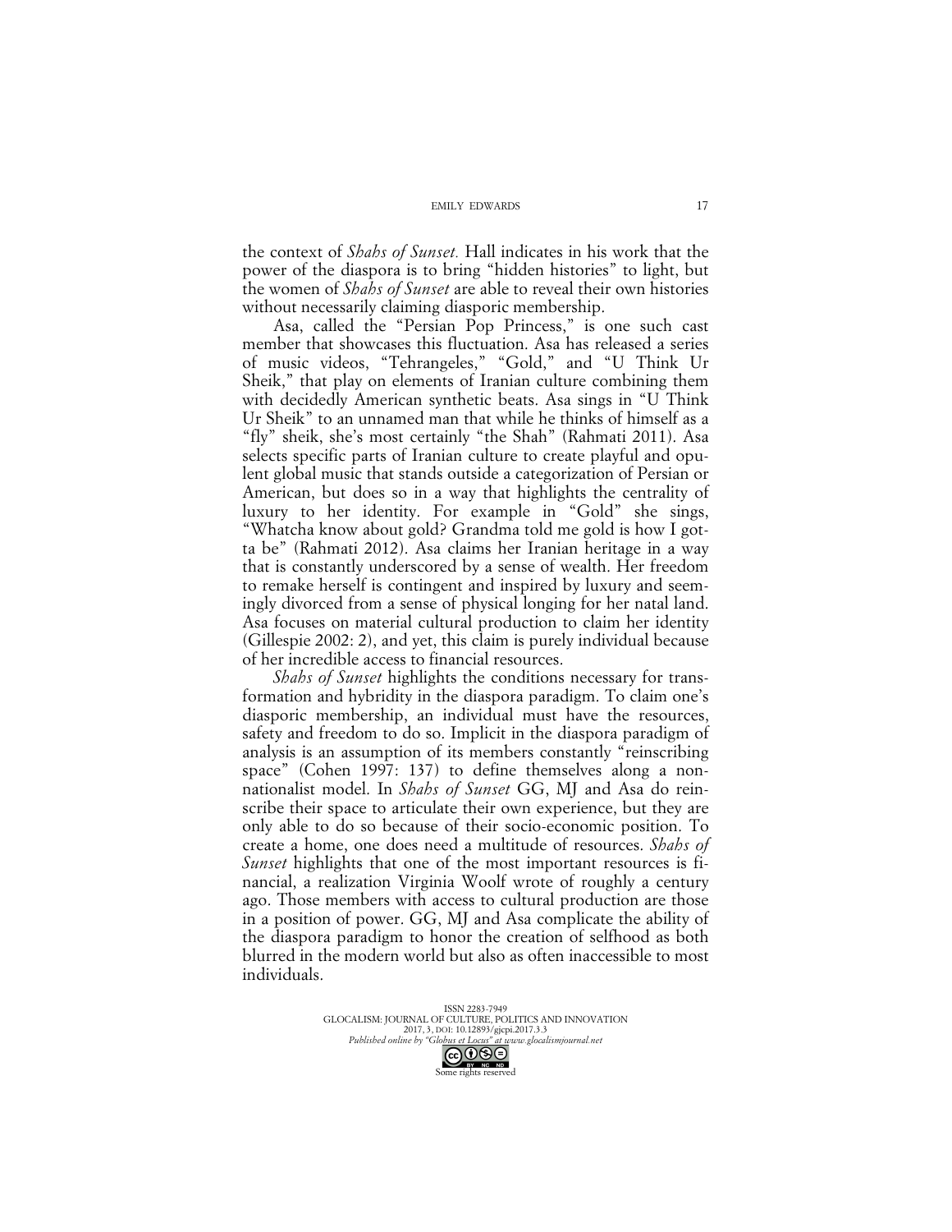the context of *Shahs of Sunset.* Hall indicates in his work that the power of the diaspora is to bring "hidden histories" to light, but the women of *Shahs of Sunset* are able to reveal their own histories without necessarily claiming diasporic membership.

Asa, called the "Persian Pop Princess," is one such cast member that showcases this fluctuation. Asa has released a series of music videos, "Tehrangeles," "Gold," and "U Think Ur Sheik," that play on elements of Iranian culture combining them with decidedly American synthetic beats. Asa sings in "U Think Ur Sheik" to an unnamed man that while he thinks of himself as a "fly" sheik, she's most certainly "the Shah" (Rahmati 2011). Asa selects specific parts of Iranian culture to create playful and opulent global music that stands outside a categorization of Persian or American, but does so in a way that highlights the centrality of luxury to her identity. For example in "Gold" she sings, "Whatcha know about gold? Grandma told me gold is how I gotta be" (Rahmati 2012). Asa claims her Iranian heritage in a way that is constantly underscored by a sense of wealth. Her freedom to remake herself is contingent and inspired by luxury and seemingly divorced from a sense of physical longing for her natal land. Asa focuses on material cultural production to claim her identity (Gillespie 2002: 2), and yet, this claim is purely individual because of her incredible access to financial resources.

*Shahs of Sunset* highlights the conditions necessary for transformation and hybridity in the diaspora paradigm. To claim one's diasporic membership, an individual must have the resources, safety and freedom to do so. Implicit in the diaspora paradigm of analysis is an assumption of its members constantly "reinscribing space" (Cohen 1997: 137) to define themselves along a non-nationalist model. In *Shahs of Sunset* GG, MJ and Asa do reinscribe their space to articulate their own experience, but they are only able to do so because of their socio-economic position. To create a home, one does need a multitude of resources. *Shahs of Sunset* highlights that one of the most important resources is financial, a realization Virginia Woolf wrote of roughly a century ago. Those members with access to cultural production are those in a position of power. GG, MJ and Asa complicate the ability of the diaspora paradigm to honor the creation of selfhood as both blurred in the modern world but also as often inaccessible to most individuals.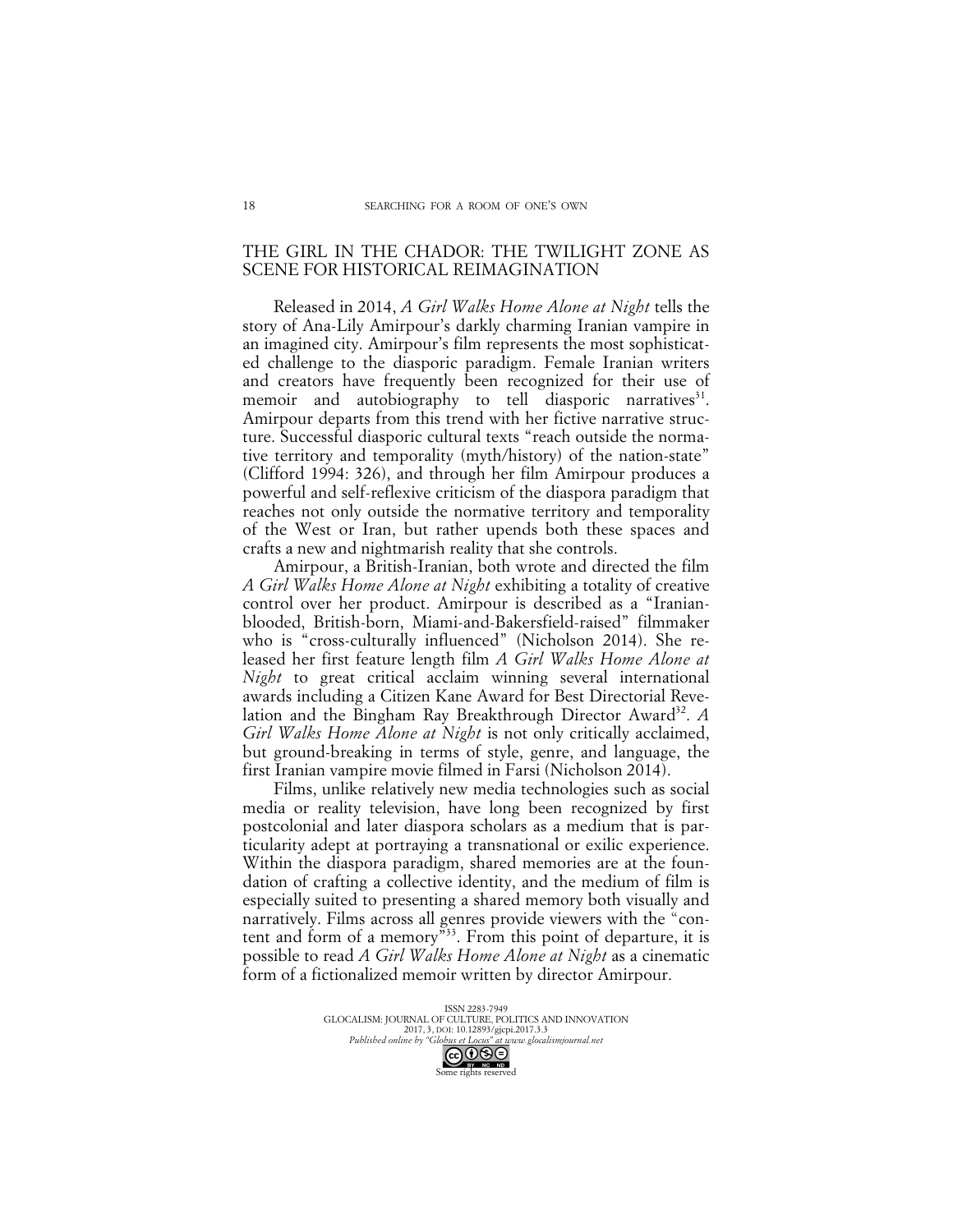## THE GIRL IN THE CHADOR: THE TWILIGHT ZONE AS SCENE FOR HISTORICAL REIMAGINATION

Released in 2014, *A Girl Walks Home Alone at Night* tells the story of Ana-Lily Amirpour's darkly charming Iranian vampire in an imagined city. Amirpour's film represents the most sophisticated challenge to the diasporic paradigm. Female Iranian writers and creators have frequently been recognized for their use of memoir and autobiography to tell diasporic narratives[31]. Amirpour departs from this trend with her fictive narrative structure. Successful diasporic cultural texts "reach outside the normative territory and temporality (myth/history) of the nation-state" (Clifford 1994: 326), and through her film Amirpour produces a powerful and self-reflexive criticism of the diaspora paradigm that reaches not only outside the normative territory and temporality of the West or Iran, but rather upends both these spaces and crafts a new and nightmarish reality that she controls.

Amirpour, a British-Iranian, both wrote and directed the film *A Girl Walks Home Alone at Night* exhibiting a totality of creative control over her product. Amirpour is described as a "Iranian-blooded, British-born, Miami-and-Bakersfield-raised" filmmaker who is "cross-culturally influenced" (Nicholson 2014). She released her first feature length film *A Girl Walks Home Alone at Night* to great critical acclaim winning several international awards including a Citizen Kane Award for Best Directorial Revelation and the Bingham Ray Breakthrough Director Award[32]. *A Girl Walks Home Alone at Night* is not only critically acclaimed, but ground-breaking in terms of style, genre, and language, the first Iranian vampire movie filmed in Farsi (Nicholson 2014).

Films, unlike relatively new media technologies such as social media or reality television, have long been recognized by first postcolonial and later diaspora scholars as a medium that is particularity adept at portraying a transnational or exilic experience. Within the diaspora paradigm, shared memories are at the foundation of crafting a collective identity, and the medium of film is especially suited to presenting a shared memory both visually and narratively. Films across all genres provide viewers with the "content and form of a memory"[33]. From this point of departure, it is possible to read *A Girl Walks Home Alone at Night* as a cinematic form of a fictionalized memoir written by director Amirpour.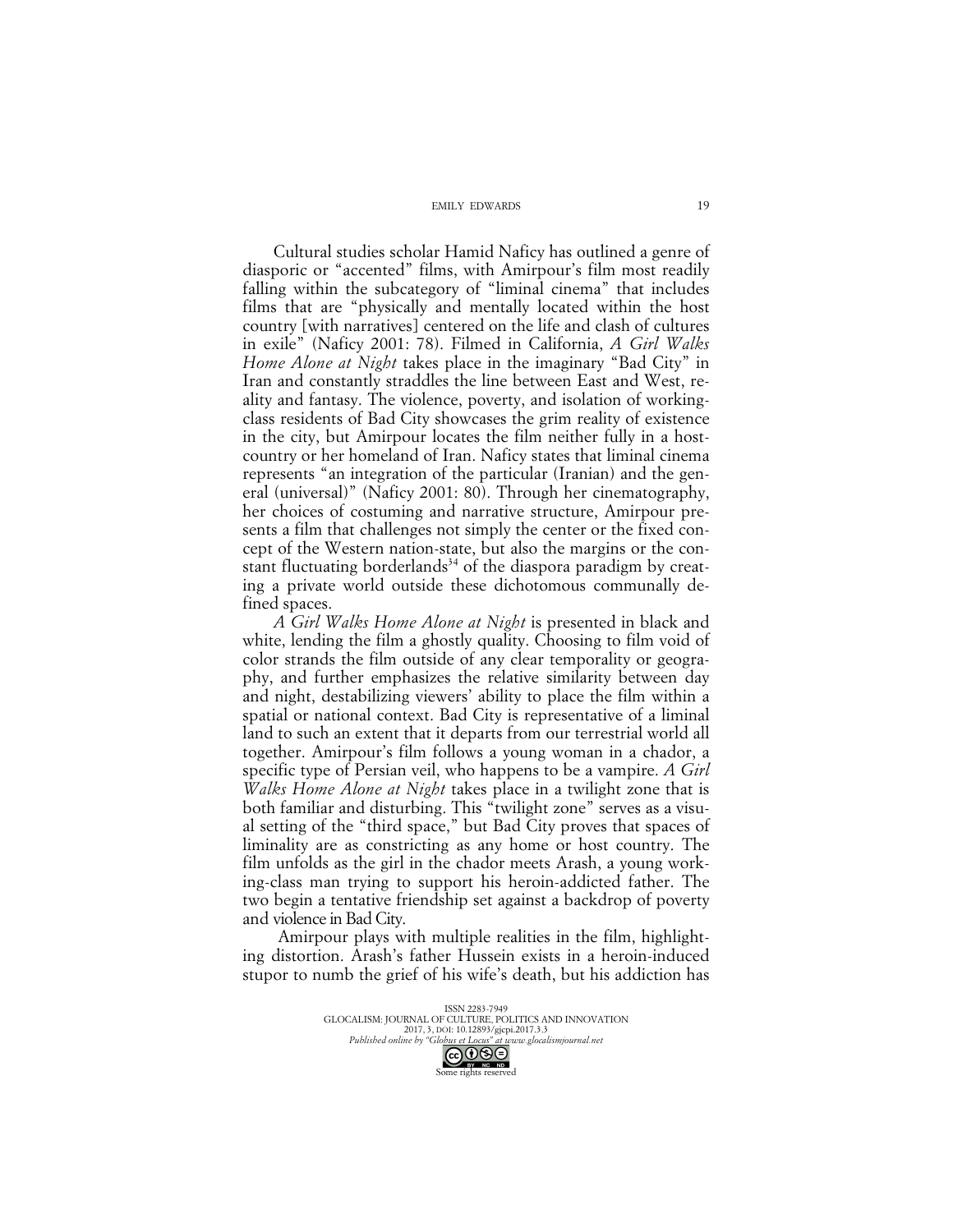Cultural studies scholar Hamid Naficy has outlined a genre of diasporic or "accented" films, with Amirpour's film most readily falling within the subcategory of "liminal cinema" that includes films that are "physically and mentally located within the host country [with narratives] centered on the life and clash of cultures in exile" (Naficy 2001: 78). Filmed in California, *A Girl Walks Home Alone at Night* takes place in the imaginary "Bad City" in Iran and constantly straddles the line between East and West, reality and fantasy. The violence, poverty, and isolation of working-class residents of Bad City showcases the grim reality of existence in the city, but Amirpour locates the film neither fully in a host-country or her homeland of Iran. Naficy states that liminal cinema represents "an integration of the particular (Iranian) and the general (universal)" (Naficy 2001: 80). Through her cinematography, her choices of costuming and narrative structure, Amirpour presents a film that challenges not simply the center or the fixed concept of the Western nation-state, but also the margins or the constant fluctuating borderlands[34] of the diaspora paradigm by creating a private world outside these dichotomous communally defined spaces.

*A Girl Walks Home Alone at Night* is presented in black and white, lending the film a ghostly quality. Choosing to film void of color strands the film outside of any clear temporality or geography, and further emphasizes the relative similarity between day and night, destabilizing viewers' ability to place the film within a spatial or national context. Bad City is representative of a liminal land to such an extent that it departs from our terrestrial world all together. Amirpour's film follows a young woman in a chador, a specific type of Persian veil, who happens to be a vampire. *A Girl Walks Home Alone at Night* takes place in a twilight zone that is both familiar and disturbing. This "twilight zone" serves as a visual setting of the "third space," but Bad City proves that spaces of liminality are as constricting as any home or host country. The film unfolds as the girl in the chador meets Arash, a young working-class man trying to support his heroin-addicted father. The two begin a tentative friendship set against a backdrop of poverty and violence in Bad City.

Amirpour plays with multiple realities in the film, highlighting distortion. Arash's father Hussein exists in a heroin-induced stupor to numb the grief of his wife's death, but his addiction has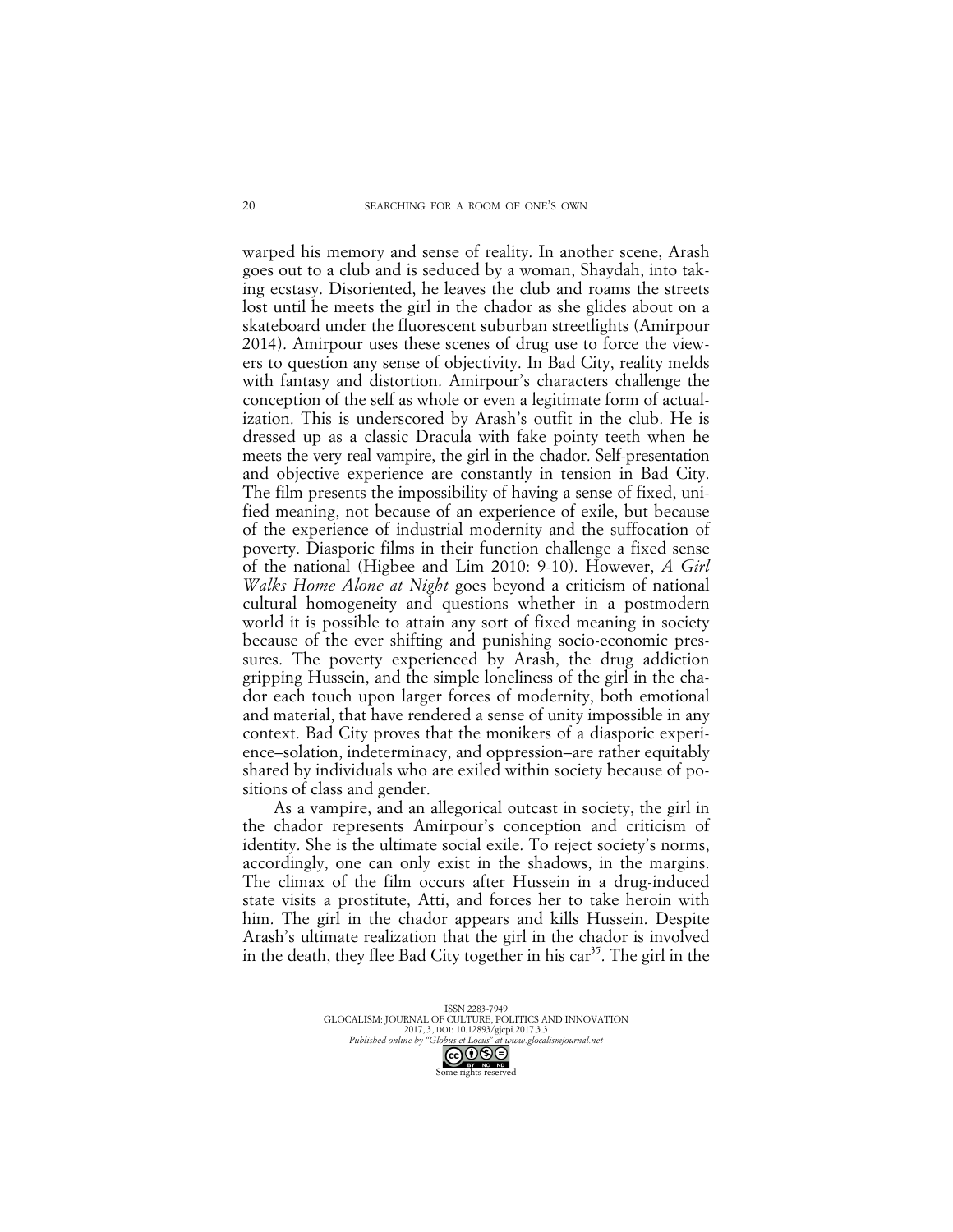warped his memory and sense of reality. In another scene, Arash goes out to a club and is seduced by a woman, Shaydah, into taking ecstasy. Disoriented, he leaves the club and roams the streets lost until he meets the girl in the chador as she glides about on a skateboard under the fluorescent suburban streetlights (Amirpour 2014). Amirpour uses these scenes of drug use to force the viewers to question any sense of objectivity. In Bad City, reality melds with fantasy and distortion. Amirpour's characters challenge the conception of the self as whole or even a legitimate form of actualization. This is underscored by Arash's outfit in the club. He is dressed up as a classic Dracula with fake pointy teeth when he meets the very real vampire, the girl in the chador. Self-presentation and objective experience are constantly in tension in Bad City. The film presents the impossibility of having a sense of fixed, unified meaning, not because of an experience of exile, but because of the experience of industrial modernity and the suffocation of poverty. Diasporic films in their function challenge a fixed sense of the national (Higbee and Lim 2010: 9-10). However, *A Girl Walks Home Alone at Night* goes beyond a criticism of national cultural homogeneity and questions whether in a postmodern world it is possible to attain any sort of fixed meaning in society because of the ever shifting and punishing socio-economic pressures. The poverty experienced by Arash, the drug addiction gripping Hussein, and the simple loneliness of the girl in the chador each touch upon larger forces of modernity, both emotional and material, that have rendered a sense of unity impossible in any context. Bad City proves that the monikers of a diasporic experience–solation, indeterminacy, and oppression–are rather equitably shared by individuals who are exiled within society because of positions of class and gender.

As a vampire, and an allegorical outcast in society, the girl in the chador represents Amirpour's conception and criticism of identity. She is the ultimate social exile. To reject society's norms, accordingly, one can only exist in the shadows, in the margins. The climax of the film occurs after Hussein in a drug-induced state visits a prostitute, Atti, and forces her to take heroin with him. The girl in the chador appears and kills Hussein. Despite Arash's ultimate realization that the girl in the chador is involved in the death, they flee Bad City together in his car[35]. The girl in the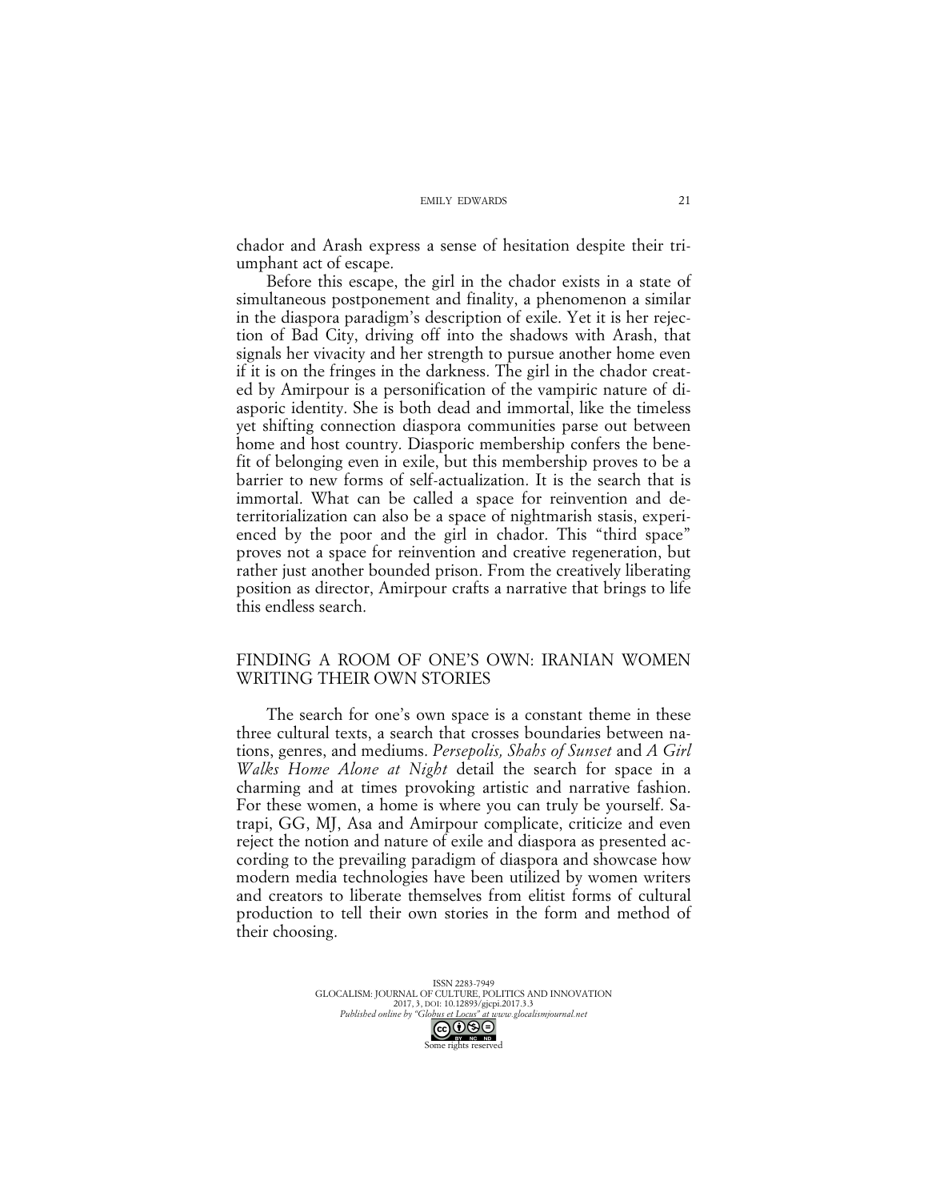chador and Arash express a sense of hesitation despite their triumphant act of escape.

Before this escape, the girl in the chador exists in a state of simultaneous postponement and finality, a phenomenon a similar in the diaspora paradigm's description of exile. Yet it is her rejection of Bad City, driving off into the shadows with Arash, that signals her vivacity and her strength to pursue another home even if it is on the fringes in the darkness. The girl in the chador created by Amirpour is a personification of the vampiric nature of diasporic identity. She is both dead and immortal, like the timeless yet shifting connection diaspora communities parse out between home and host country. Diasporic membership confers the benefit of belonging even in exile, but this membership proves to be a barrier to new forms of self-actualization. It is the search that is immortal. What can be called a space for reinvention and deterritorialization can also be a space of nightmarish stasis, experienced by the poor and the girl in chador. This "third space" proves not a space for reinvention and creative regeneration, but rather just another bounded prison. From the creatively liberating position as director, Amirpour crafts a narrative that brings to life this endless search.

## FINDING A ROOM OF ONE'S OWN: IRANIAN WOMEN WRITING THEIR OWN STORIES

The search for one's own space is a constant theme in these three cultural texts, a search that crosses boundaries between nations, genres, and mediums. *Persepolis, Shahs of Sunset* and *A Girl Walks Home Alone at Night* detail the search for space in a charming and at times provoking artistic and narrative fashion. For these women, a home is where you can truly be yourself. Satrapi, GG, MJ, Asa and Amirpour complicate, criticize and even reject the notion and nature of exile and diaspora as presented according to the prevailing paradigm of diaspora and showcase how modern media technologies have been utilized by women writers and creators to liberate themselves from elitist forms of cultural production to tell their own stories in the form and method of their choosing.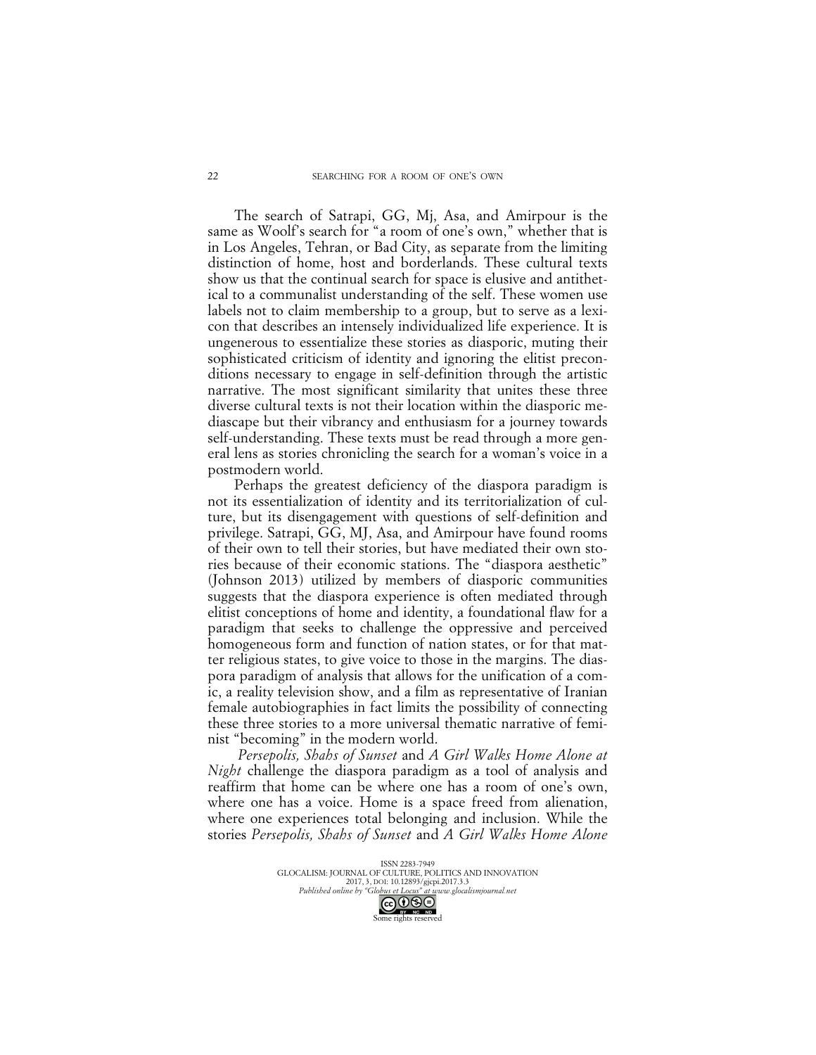The search of Satrapi, GG, Mj, Asa, and Amirpour is the same as Woolf's search for "a room of one's own," whether that is in Los Angeles, Tehran, or Bad City, as separate from the limiting distinction of home, host and borderlands. These cultural texts show us that the continual search for space is elusive and antithetical to a communalist understanding of the self. These women use labels not to claim membership to a group, but to serve as a lexicon that describes an intensely individualized life experience. It is ungenerous to essentialize these stories as diasporic, muting their sophisticated criticism of identity and ignoring the elitist preconditions necessary to engage in self-definition through the artistic narrative. The most significant similarity that unites these three diverse cultural texts is not their location within the diasporic mediascape but their vibrancy and enthusiasm for a journey towards self-understanding. These texts must be read through a more general lens as stories chronicling the search for a woman's voice in a postmodern world.

Perhaps the greatest deficiency of the diaspora paradigm is not its essentialization of identity and its territorialization of culture, but its disengagement with questions of self-definition and privilege. Satrapi, GG, MJ, Asa, and Amirpour have found rooms of their own to tell their stories, but have mediated their own stories because of their economic stations. The "diaspora aesthetic" (Johnson 2013) utilized by members of diasporic communities suggests that the diaspora experience is often mediated through elitist conceptions of home and identity, a foundational flaw for a paradigm that seeks to challenge the oppressive and perceived homogeneous form and function of nation states, or for that matter religious states, to give voice to those in the margins. The diaspora paradigm of analysis that allows for the unification of a comic, a reality television show, and a film as representative of Iranian female autobiographies in fact limits the possibility of connecting these three stories to a more universal thematic narrative of feminist "becoming" in the modern world.

*Persepolis, Shahs of Sunset* and *A Girl Walks Home Alone at Night* challenge the diaspora paradigm as a tool of analysis and reaffirm that home can be where one has a room of one's own, where one has a voice. Home is a space freed from alienation, where one experiences total belonging and inclusion. While the stories *Persepolis, Shahs of Sunset* and *A Girl Walks Home Alone*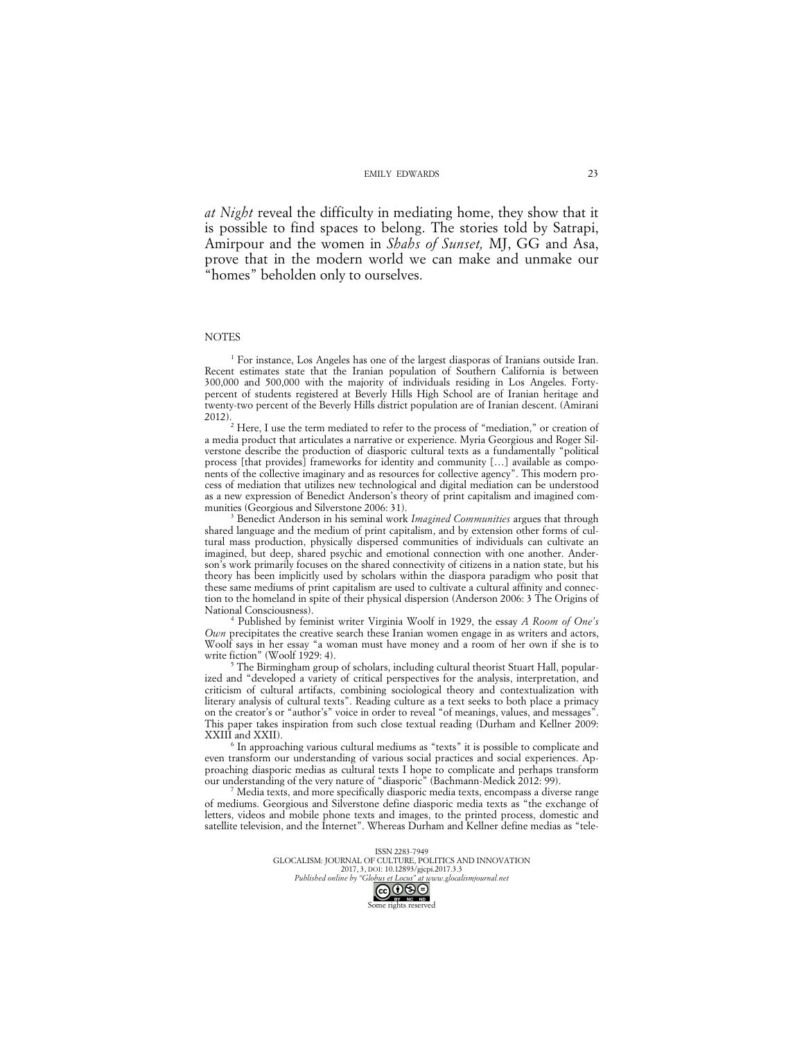*at Night* reveal the difficulty in mediating home, they show that it is possible to find spaces to belong. The stories told by Satrapi, Amirpour and the women in *Shahs of Sunset,* MJ, GG and Asa, prove that in the modern world we can make and unmake our "homes" beholden only to ourselves.

## NOTES

[1] For instance, Los Angeles has one of the largest diasporas of Iranians outside Iran. Recent estimates state that the Iranian population of Southern California is between 300,000 and 500,000 with the majority of individuals residing in Los Angeles. Forty-percent of students registered at Beverly Hills High School are of Iranian heritage and twenty-two percent of the Beverly Hills district population are of Iranian descent. (Amirani 2012).

[2] Here, I use the term mediated to refer to the process of "mediation," or creation of a media product that articulates a narrative or experience. Myria Georgious and Roger Silverstone describe the production of diasporic cultural texts as a fundamentally "political process [that provides] frameworks for identity and community […] available as components of the collective imaginary and as resources for collective agency". This modern process of mediation that utilizes new technological and digital mediation can be understood as a new expression of Benedict Anderson's theory of print capitalism and imagined communities (Georgious and Silverstone 2006: 31).

[3] Benedict Anderson in his seminal work *Imagined Communities* argues that through shared language and the medium of print capitalism, and by extension other forms of cultural mass production, physically dispersed communities of individuals can cultivate an imagined, but deep, shared psychic and emotional connection with one another. Anderson's work primarily focuses on the shared connectivity of citizens in a nation state, but his theory has been implicitly used by scholars within the diaspora paradigm who posit that these same mediums of print capitalism are used to cultivate a cultural affinity and connection to the homeland in spite of their physical dispersion (Anderson 2006: 3 The Origins of National Consciousness).

[4] Published by feminist writer Virginia Woolf in 1929, the essay *A Room of One's Own* precipitates the creative search these Iranian women engage in as writers and actors, Woolf says in her essay "a woman must have money and a room of her own if she is to write fiction" (Woolf 1929: 4).

[5] The Birmingham group of scholars, including cultural theorist Stuart Hall, popularized and "developed a variety of critical perspectives for the analysis, interpretation, and criticism of cultural artifacts, combining sociological theory and contextualization with literary analysis of cultural texts". Reading culture as a text seeks to both place a primacy on the creator's or "author's" voice in order to reveal "of meanings, values, and messages". This paper takes inspiration from such close textual reading (Durham and Kellner 2009: XXIII and XXII).

[6] In approaching various cultural mediums as "texts" it is possible to complicate and even transform our understanding of various social practices and social experiences. Approaching diasporic medias as cultural texts I hope to complicate and perhaps transform our understanding of the very nature of "diasporic" (Bachmann-Medick 2012: 99).

[7] Media texts, and more specifically diasporic media texts, encompass a diverse range of mediums. Georgious and Silverstone define diasporic media texts as "the exchange of letters, videos and mobile phone texts and images, to the printed process, domestic and satellite television, and the Internet". Whereas Durham and Kellner define medias as "tele-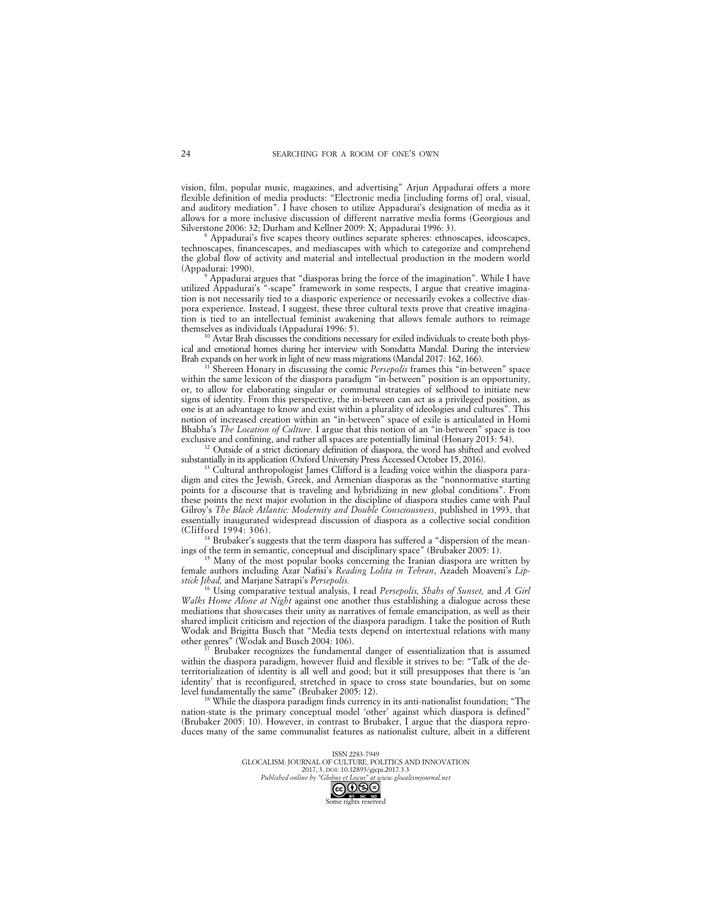vision, film, popular music, magazines, and advertising" Arjun Appadurai offers a more flexible definition of media products: "Electronic media [including forms of] oral, visual, and auditory mediation". I have chosen to utilize Appadurai's designation of media as it allows for a more inclusive discussion of different narrative media forms (Georgious and Silverstone 2006: 32; Durham and Kellner 2009: X; Appadurai 1996: 3).

[8] Appadurai's five scapes theory outlines separate spheres: ethnoscapes, ideoscapes, technoscapes, financescapes, and mediascapes with which to categorize and comprehend the global flow of activity and material and intellectual production in the modern world (Appadurai: 1990).

[9] Appadurai argues that "diasporas bring the force of the imagination". While I have utilized Appadurai's "-scape" framework in some respects, I argue that creative imagination is not necessarily tied to a diasporic experience or necessarily evokes a collective diaspora experience. Instead, I suggest, these three cultural texts prove that creative imagination is tied to an intellectual feminist awakening that allows female authors to reimage themselves as individuals (Appadurai 1996: 5).

[10] Avtar Brah discusses the conditions necessary for exiled individuals to create both physical and emotional homes during her interview with Somdatta Mandal. During the interview Brah expands on her work in light of new mass migrations (Mandal 2017: 162, 166).

[11] Shereen Honary in discussing the comic *Persepolis* frames this "in-between" space within the same lexicon of the diaspora paradigm "in-between" position is an opportunity, or, to allow for elaborating singular or communal strategies of selfhood to initiate new signs of identity. From this perspective, the in-between can act as a privileged position, as one is at an advantage to know and exist within a plurality of ideologies and cultures". This notion of increased creation within an "in-between" space of exile is articulated in Homi Bhabha's *The Location of Culture.* I argue that this notion of an "in-between" space is too exclusive and confining, and rather all spaces are potentially liminal (Honary 2013: 54).

[12] Outside of a strict dictionary definition of diaspora, the word has shifted and evolved substantially in its application (Oxford University Press Accessed October 15, 2016).

[13] Cultural anthropologist James Clifford is a leading voice within the diaspora paradigm and cites the Jewish, Greek, and Armenian diasporas as the "nonnormative starting points for a discourse that is traveling and hybridizing in new global conditions". From these points the next major evolution in the discipline of diaspora studies came with Paul Gilroy's *The Black Atlantic: Modernity and Double Consciousness*, published in 1993, that essentially inaugurated widespread discussion of diaspora as a collective social condition (Clifford 1994: 306).

[14] Brubaker's suggests that the term diaspora has suffered a "dispersion of the meanings of the term in semantic, conceptual and disciplinary space" (Brubaker 2005: 1).

[15] Many of the most popular books concerning the Iranian diaspora are written by female authors including Azar Nafisi's *Reading Lolita in Tehran*, Azadeh Moaveni's *Lipstick Jihad,* and Marjane Satrapi's *Persepolis.*

[16] Using comparative textual analysis, I read *Persepolis, Shahs of Sunset,* and *A Girl Walks Home Alone at Night* against one another thus establishing a dialogue across these mediations that showcases their unity as narratives of female emancipation, as well as their shared implicit criticism and rejection of the diaspora paradigm. I take the position of Ruth Wodak and Brigitta Busch that "Media texts depend on intertextual relations with many other genres" (Wodak and Busch 2004: 106).

[17] Brubaker recognizes the fundamental danger of essentialization that is assumed within the diaspora paradigm, however fluid and flexible it strives to be: "Talk of the de-territorialization of identity is all well and good; but it still presupposes that there is 'an identity' that is reconfigured, stretched in space to cross state boundaries, but on some level fundamentally the same" (Brubaker 2005: 12).

[18] While the diaspora paradigm finds currency in its anti-nationalist foundation; "The nation-state is the primary conceptual model 'other' against which diaspora is defined" (Brubaker 2005: 10). However, in contrast to Brubaker, I argue that the diaspora reproduces many of the same communalist features as nationalist culture, albeit in a different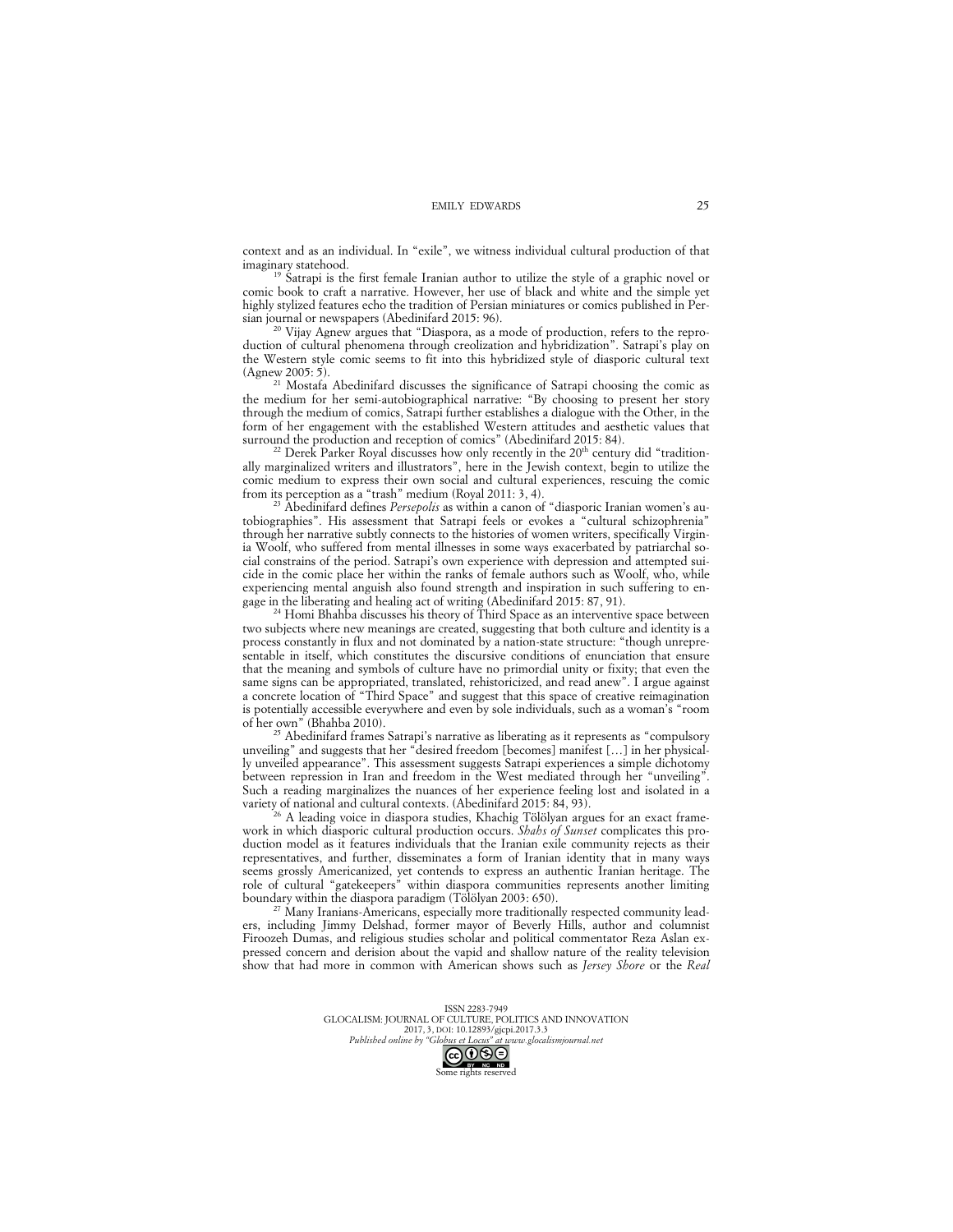context and as an individual. In "exile", we witness individual cultural production of that imaginary statehood.

[19] Satrapi is the first female Iranian author to utilize the style of a graphic novel or comic book to craft a narrative. However, her use of black and white and the simple yet highly stylized features echo the tradition of Persian miniatures or comics published in Persian journal or newspapers (Abedinifard 2015: 96).

[20] Vijay Agnew argues that "Diaspora, as a mode of production, refers to the reproduction of cultural phenomena through creolization and hybridization". Satrapi's play on the Western style comic seems to fit into this hybridized style of diasporic cultural text (Agnew 2005: 5).

[21] Mostafa Abedinifard discusses the significance of Satrapi choosing the comic as the medium for her semi-autobiographical narrative: "By choosing to present her story through the medium of comics, Satrapi further establishes a dialogue with the Other, in the form of her engagement with the established Western attitudes and aesthetic values that surround the production and reception of comics" (Abedinifard 2015: 84).

[22] Derek Parker Royal discusses how only recently in the 20th century did "traditionally marginalized writers and illustrators", here in the Jewish context, begin to utilize the comic medium to express their own social and cultural experiences, rescuing the comic from its perception as a "trash" medium (Royal 2011: 3, 4).

[23] Abedinifard defines *Persepolis* as within a canon of "diasporic Iranian women's autobiographies". His assessment that Satrapi feels or evokes a "cultural schizophrenia" through her narrative subtly connects to the histories of women writers, specifically Virginia Woolf, who suffered from mental illnesses in some ways exacerbated by patriarchal social constrains of the period. Satrapi's own experience with depression and attempted suicide in the comic place her within the ranks of female authors such as Woolf, who, while experiencing mental anguish also found strength and inspiration in such suffering to engage in the liberating and healing act of writing (Abedinifard 2015: 87, 91).

[24] Homi Bhahba discusses his theory of Third Space as an interventive space between two subjects where new meanings are created, suggesting that both culture and identity is a process constantly in flux and not dominated by a nation-state structure: "though unrepresentable in itself, which constitutes the discursive conditions of enunciation that ensure that the meaning and symbols of culture have no primordial unity or fixity; that even the same signs can be appropriated, translated, rehistoricized, and read anew". I argue against a concrete location of "Third Space" and suggest that this space of creative reimagination is potentially accessible everywhere and even by sole individuals, such as a woman's "room of her own" (Bhahba 2010).

[25] Abedinifard frames Satrapi's narrative as liberating as it represents as "compulsory unveiling" and suggests that her "desired freedom [becomes] manifest […] in her physically unveiled appearance". This assessment suggests Satrapi experiences a simple dichotomy between repression in Iran and freedom in the West mediated through her "unveiling". Such a reading marginalizes the nuances of her experience feeling lost and isolated in a variety of national and cultural contexts. (Abedinifard 2015: 84, 93).

[26] A leading voice in diaspora studies, Khachig Tölölyan argues for an exact framework in which diasporic cultural production occurs. *Shahs of Sunset* complicates this production model as it features individuals that the Iranian exile community rejects as their representatives, and further, disseminates a form of Iranian identity that in many ways seems grossly Americanized, yet contends to express an authentic Iranian heritage. The role of cultural "gatekeepers" within diaspora communities represents another limiting boundary within the diaspora paradigm (Tölölyan 2003: 650).

[27] Many Iranians-Americans, especially more traditionally respected community leaders, including Jimmy Delshad, former mayor of Beverly Hills, author and columnist Firoozeh Dumas, and religious studies scholar and political commentator Reza Aslan expressed concern and derision about the vapid and shallow nature of the reality television show that had more in common with American shows such as *Jersey Shore* or the *Real*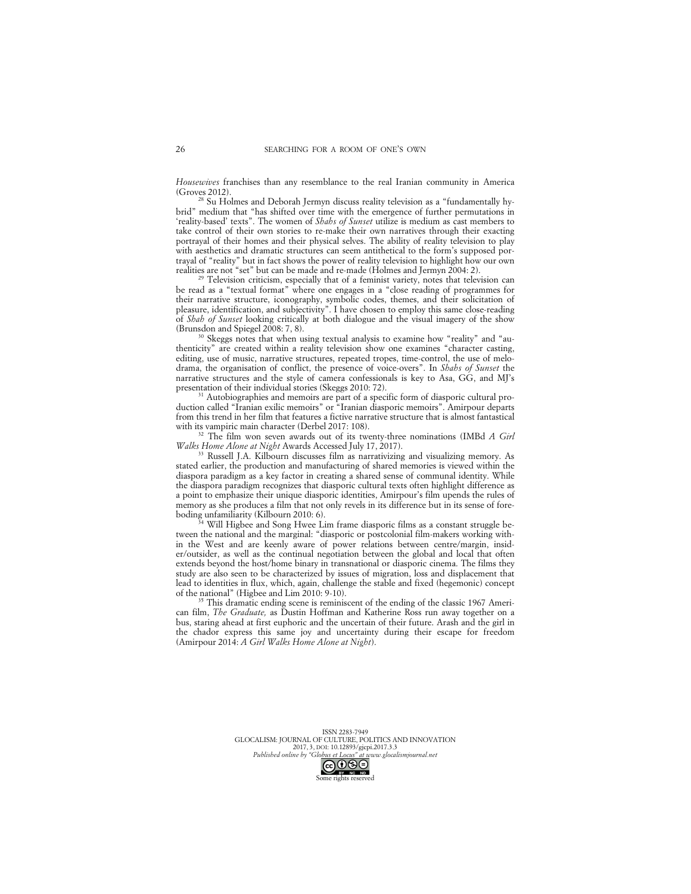*Housewives* franchises than any resemblance to the real Iranian community in America (Groves 2012).

[28] Su Holmes and Deborah Jermyn discuss reality television as a "fundamentally hybrid" medium that "has shifted over time with the emergence of further permutations in 'reality-based' texts". The women of *Shahs of Sunset* utilize is medium as cast members to take control of their own stories to re-make their own narratives through their exacting portrayal of their homes and their physical selves. The ability of reality television to play with aesthetics and dramatic structures can seem antithetical to the form's supposed portrayal of "reality" but in fact shows the power of reality television to highlight how our own realities are not "set" but can be made and re-made (Holmes and Jermyn 2004: 2).

[29] Television criticism, especially that of a feminist variety, notes that television can be read as a "textual format" where one engages in a "close reading of programmes for their narrative structure, iconography, symbolic codes, themes, and their solicitation of pleasure, identification, and subjectivity". I have chosen to employ this same close-reading of *Shah of Sunset* looking critically at both dialogue and the visual imagery of the show (Brunsdon and Spiegel 2008: 7, 8).

[30] Skeggs notes that when using textual analysis to examine how "reality" and "authenticity" are created within a reality television show one examines "character casting, editing, use of music, narrative structures, repeated tropes, time-control, the use of melodrama, the organisation of conflict, the presence of voice-overs". In *Shahs of Sunset* the narrative structures and the style of camera confessionals is key to Asa, GG, and MJ's presentation of their individual stories (Skeggs 2010: 72).

[31] Autobiographies and memoirs are part of a specific form of diasporic cultural production called "Iranian exilic memoirs" or "Iranian diasporic memoirs". Amirpour departs from this trend in her film that features a fictive narrative structure that is almost fantastical with its vampiric main character (Derbel 2017: 108).

[32] The film won seven awards out of its twenty-three nominations (IMBd *A Girl Walks Home Alone at Night* Awards Accessed July 17, 2017).

[33] Russell J.A. Kilbourn discusses film as narrativizing and visualizing memory. As stated earlier, the production and manufacturing of shared memories is viewed within the diaspora paradigm as a key factor in creating a shared sense of communal identity. While the diaspora paradigm recognizes that diasporic cultural texts often highlight difference as a point to emphasize their unique diasporic identities, Amirpour's film upends the rules of memory as she produces a film that not only revels in its difference but in its sense of foreboding unfamiliarity (Kilbourn 2010: 6).

[34] Will Higbee and Song Hwee Lim frame diasporic films as a constant struggle between the national and the marginal: "diasporic or postcolonial film-makers working within the West and are keenly aware of power relations between centre/margin, insider/outsider, as well as the continual negotiation between the global and local that often extends beyond the host/home binary in transnational or diasporic cinema. The films they study are also seen to be characterized by issues of migration, loss and displacement that lead to identities in flux, which, again, challenge the stable and fixed (hegemonic) concept of the national" (Higbee and Lim 2010: 9-10).

[35] This dramatic ending scene is reminiscent of the ending of the classic 1967 American film, *The Graduate,* as Dustin Hoffman and Katherine Ross run away together on a bus, staring ahead at first euphoric and the uncertain of their future. Arash and the girl in the chador express this same joy and uncertainty during their escape for freedom (Amirpour 2014: *A Girl Walks Home Alone at Night*).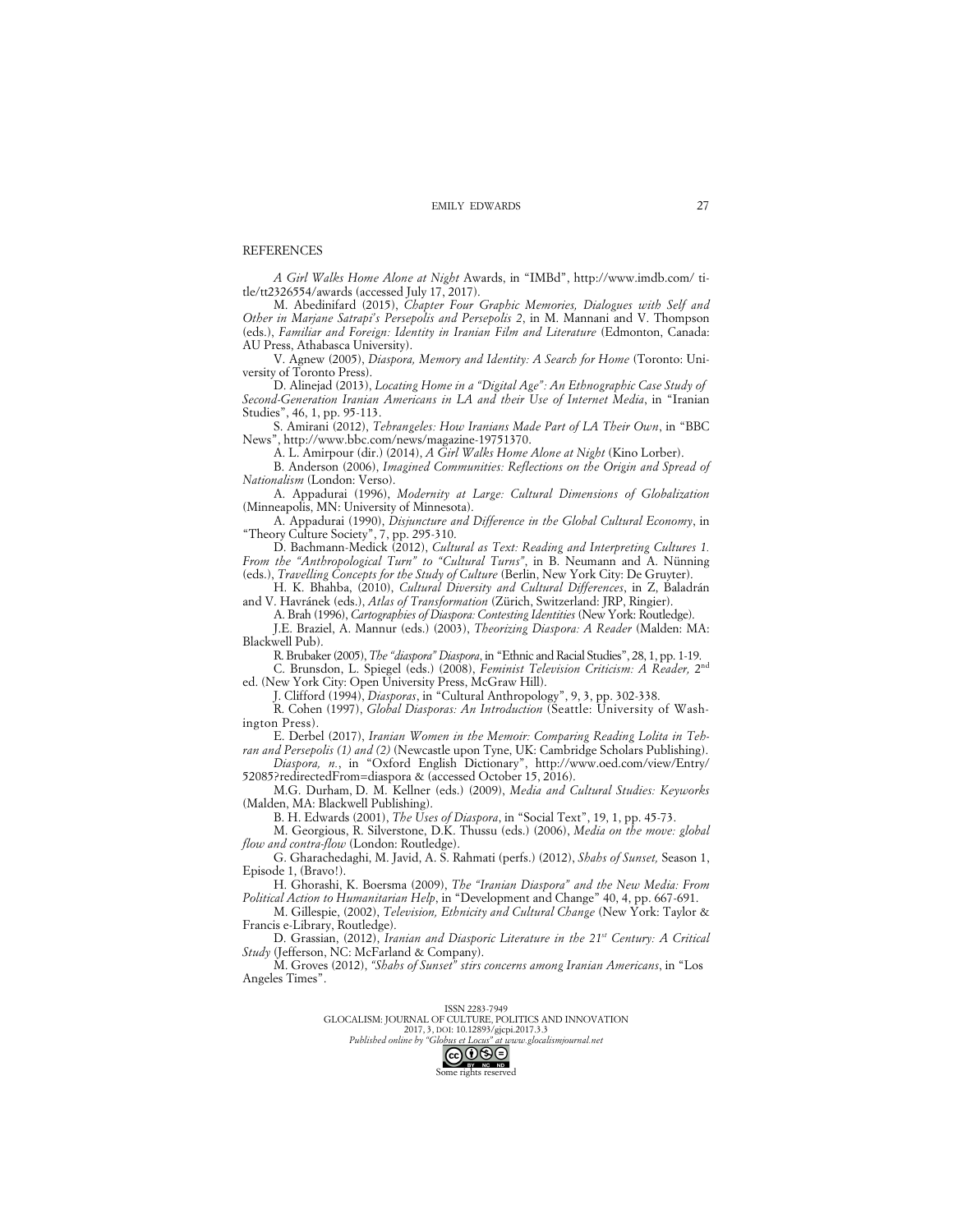## REFERENCES

*A Girl Walks Home Alone at Night* Awards, in "IMBd", http://www.imdb.com/ title/tt2326554/awards (accessed July 17, 2017).

M. Abedinifard (2015), *Chapter Four Graphic Memories, Dialogues with Self and Other in Marjane Satrapi's Persepolis and Persepolis 2*, in M. Mannani and V. Thompson (eds.), *Familiar and Foreign: Identity in Iranian Film and Literature* (Edmonton, Canada: AU Press, Athabasca University).

V. Agnew (2005), *Diaspora, Memory and Identity: A Search for Home* (Toronto: University of Toronto Press).

D. Alinejad (2013), *Locating Home in a "Digital Age": An Ethnographic Case Study of Second-Generation Iranian Americans in LA and their Use of Internet Media*, in "Iranian Studies", 46, 1, pp. 95-113.

S. Amirani (2012), *Tehrangeles: How Iranians Made Part of LA Their Own*, in "BBC News", http://www.bbc.com/news/magazine-19751370.

A. L. Amirpour (dir.) (2014), *A Girl Walks Home Alone at Night* (Kino Lorber).

B. Anderson (2006), *Imagined Communities: Reflections on the Origin and Spread of Nationalism* (London: Verso).

A. Appadurai (1996), *Modernity at Large: Cultural Dimensions of Globalization* (Minneapolis, MN: University of Minnesota).

A. Appadurai (1990), *Disjuncture and Difference in the Global Cultural Economy*, in "Theory Culture Society", 7, pp. 295-310.

D. Bachmann-Medick (2012), *Cultural as Text: Reading and Interpreting Cultures 1. From the "Anthropological Turn" to "Cultural Turns"*, in B. Neumann and A. Nünning (eds.), *Travelling Concepts for the Study of Culture* (Berlin, New York City: De Gruyter).

H. K. Bhahba, (2010), *Cultural Diversity and Cultural Differences*, in Z, Baladrán and V. Havránek (eds.), *Atlas of Transformation* (Zürich, Switzerland: JRP, Ringier).

A. Brah (1996), *Cartographies of Diaspora: Contesting Identities* (New York: Routledge).

J.E. Braziel, A. Mannur (eds.) (2003), *Theorizing Diaspora: A Reader* (Malden: MA: Blackwell Pub).

R. Brubaker (2005), *The "diaspora" Diaspora*, in "Ethnic and Racial Studies", 28, 1, pp. 1-19.

C. Brunsdon, L. Spiegel (eds.) (2008), *Feminist Television Criticism: A Reader,* 2nd ed. (New York City: Open University Press, McGraw Hill).

J. Clifford (1994), *Diasporas*, in "Cultural Anthropology", 9, 3, pp. 302-338.

R. Cohen (1997), *Global Diasporas: An Introduction* (Seattle: University of Washington Press).

E. Derbel (2017), *Iranian Women in the Memoir: Comparing Reading Lolita in Tehran and Persepolis (1) and (2)* (Newcastle upon Tyne, UK: Cambridge Scholars Publishing).

*Diaspora, n.*, in "Oxford English Dictionary", http://www.oed.com/view/Entry/ 52085?redirectedFrom=diaspora & (accessed October 15, 2016).

M.G. Durham, D. M. Kellner (eds.) (2009), *Media and Cultural Studies: Keyworks* (Malden, MA: Blackwell Publishing).

B. H. Edwards (2001), *The Uses of Diaspora*, in "Social Text", 19, 1, pp. 45-73.

M. Georgious, R. Silverstone, D.K. Thussu (eds.) (2006), *Media on the move: global flow and contra-flow* (London: Routledge).

G. Gharachedaghi, M. Javid, A. S. Rahmati (perfs.) (2012), *Shahs of Sunset,* Season 1, Episode 1, (Bravo!).

H. Ghorashi, K. Boersma (2009), *The "Iranian Diaspora" and the New Media: From Political Action to Humanitarian Help*, in "Development and Change" 40, 4, pp. 667-691.

M. Gillespie, (2002), *Television, Ethnicity and Cultural Change* (New York: Taylor & Francis e-Library, Routledge).

D. Grassian, (2012), *Iranian and Diasporic Literature in the 21st Century: A Critical Study* (Jefferson, NC: McFarland & Company).

M. Groves (2012), *"Shahs of Sunset" stirs concerns among Iranian Americans*, in "Los Angeles Times".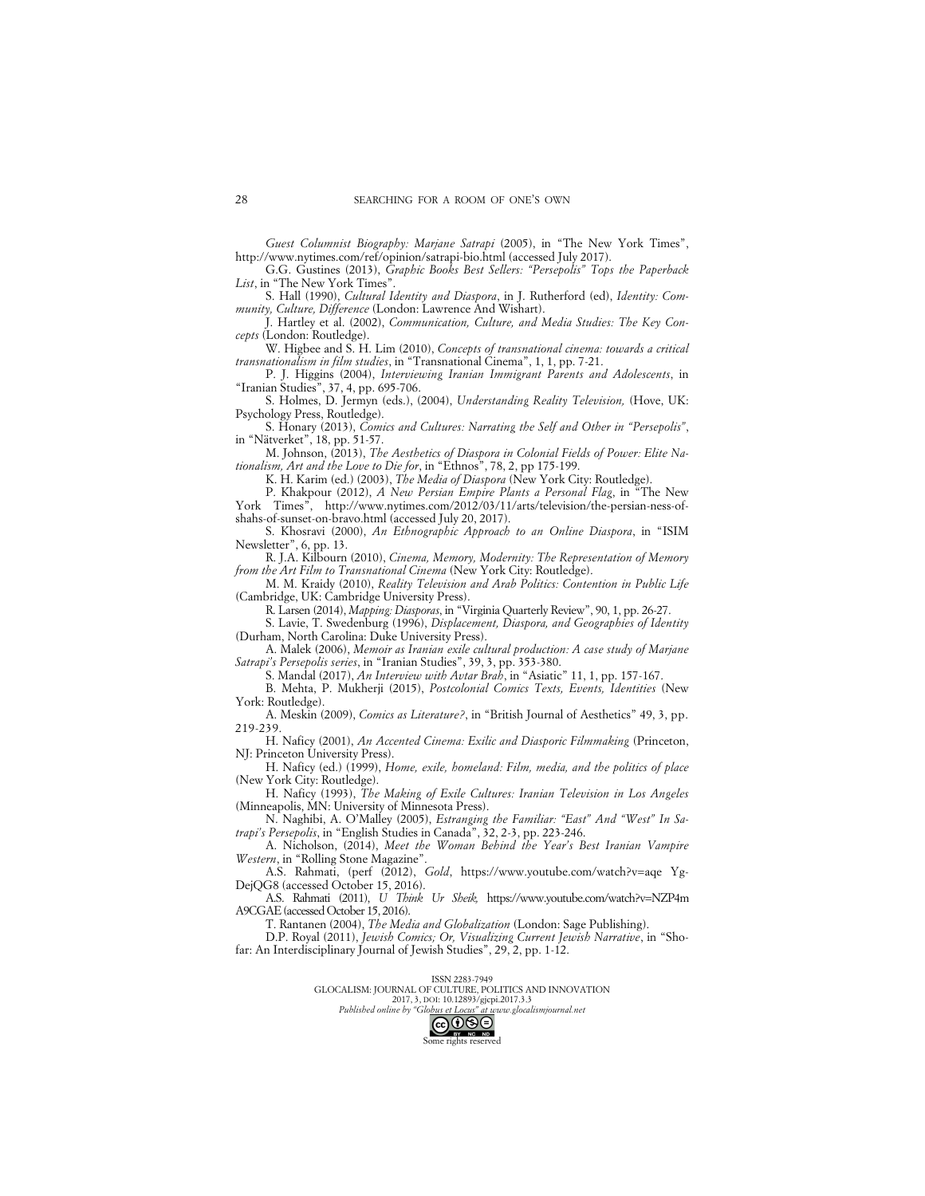*Guest Columnist Biography: Marjane Satrapi* (2005), in "The New York Times", http://www.nytimes.com/ref/opinion/satrapi-bio.html (accessed July 2017).

G.G. Gustines (2013), *Graphic Books Best Sellers: "Persepolis" Tops the Paperback List*, in "The New York Times".

S. Hall (1990), *Cultural Identity and Diaspora*, in J. Rutherford (ed), *Identity: Community, Culture, Difference* (London: Lawrence And Wishart).

J. Hartley et al. (2002), *Communication, Culture, and Media Studies: The Key Concepts* (London: Routledge).

W. Higbee and S. H. Lim (2010), *Concepts of transnational cinema: towards a critical transnationalism in film studies*, in "Transnational Cinema", 1, 1, pp. 7-21.

P. J. Higgins (2004), *Interviewing Iranian Immigrant Parents and Adolescents*, in "Iranian Studies", 37, 4, pp. 695-706.

S. Holmes, D. Jermyn (eds.), (2004), *Understanding Reality Television,* (Hove, UK: Psychology Press, Routledge).

S. Honary (2013), *Comics and Cultures: Narrating the Self and Other in "Persepolis"*, in "Nätverket", 18, pp. 51-57.

M. Johnson, (2013), *The Aesthetics of Diaspora in Colonial Fields of Power: Elite Nationalism, Art and the Love to Die for*, in "Ethnos", 78, 2, pp 175-199.

K. H. Karim (ed.) (2003), *The Media of Diaspora* (New York City: Routledge).

P. Khakpour (2012), *A New Persian Empire Plants a Personal Flag*, in "The New York Times", http://www.nytimes.com/2012/03/11/arts/television/the-persian-ness-of-shahs-of-sunset-on-bravo.html (accessed July 20, 2017).

S. Khosravi (2000), *An Ethnographic Approach to an Online Diaspora*, in "ISIM Newsletter", 6, pp. 13.

R. J.A. Kilbourn (2010), *Cinema, Memory, Modernity: The Representation of Memory from the Art Film to Transnational Cinema* (New York City: Routledge).

M. M. Kraidy (2010), *Reality Television and Arab Politics: Contention in Public Life* (Cambridge, UK: Cambridge University Press).

R. Larsen (2014), *Mapping: Diasporas*, in "Virginia Quarterly Review", 90, 1, pp. 26-27.

S. Lavie, T. Swedenburg (1996), *Displacement, Diaspora, and Geographies of Identity* (Durham, North Carolina: Duke University Press).

A. Malek (2006), *Memoir as Iranian exile cultural production: A case study of Marjane Satrapi's Persepolis series*, in "Iranian Studies", 39, 3, pp. 353-380.

S. Mandal (2017), *An Interview with Avtar Brah*, in "Asiatic" 11, 1, pp. 157-167.

B. Mehta, P. Mukherji (2015), *Postcolonial Comics Texts, Events, Identities* (New York: Routledge).

A. Meskin (2009), *Comics as Literature?*, in "British Journal of Aesthetics" 49, 3, pp. 219-239.

H. Naficy (2001), *An Accented Cinema: Exilic and Diasporic Filmmaking* (Princeton, NJ: Princeton University Press).

H. Naficy (ed.) (1999), *Home, exile, homeland: Film, media, and the politics of place* (New York City: Routledge).

H. Naficy (1993), *The Making of Exile Cultures: Iranian Television in Los Angeles* (Minneapolis, MN: University of Minnesota Press).

N. Naghibi, A. O'Malley (2005), *Estranging the Familiar: "East" And "West" In Satrapi's Persepolis*, in "English Studies in Canada", 32, 2-3, pp. 223-246.

A. Nicholson, (2014), *Meet the Woman Behind the Year's Best Iranian Vampire Western*, in "Rolling Stone Magazine".

A.S. Rahmati, (perf (2012), *Gold*, https://www.youtube.com/watch?v=aqe Yg-DejQG8 (accessed October 15, 2016).

A.S. Rahmati (2011), *U Think Ur Sheik,* https://www.youtube.com/watch?v=NZP4m A9CGAE (accessed October 15, 2016).

T. Rantanen (2004), *The Media and Globalization* (London: Sage Publishing).

D.P. Royal (2011), *Jewish Comics; Or, Visualizing Current Jewish Narrative*, in "Shofar: An Interdisciplinary Journal of Jewish Studies", 29, 2, pp. 1-12.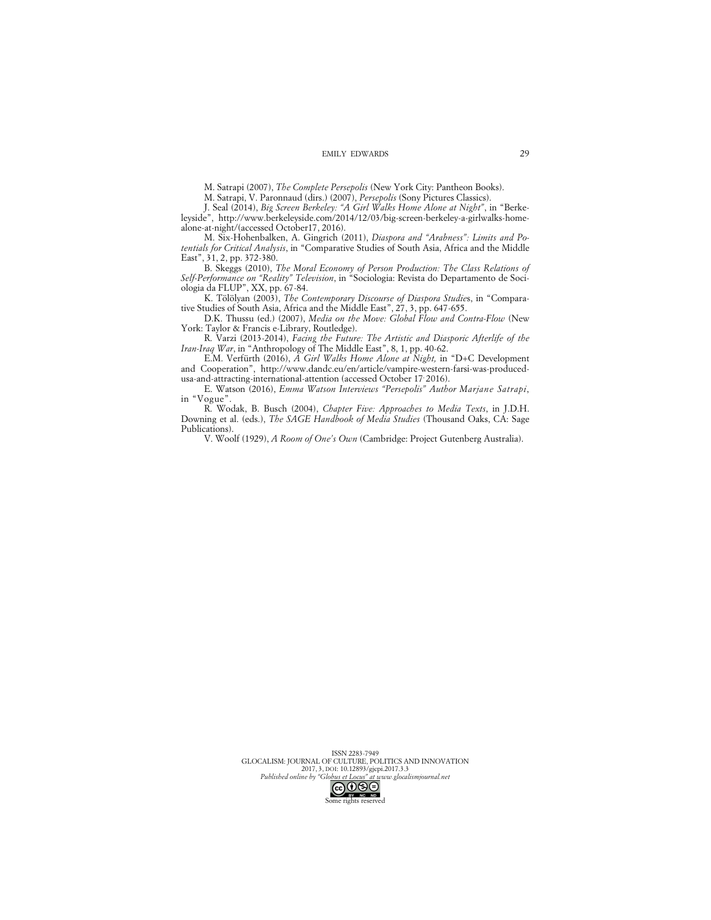M. Satrapi (2007), *The Complete Persepolis* (New York City: Pantheon Books).

M. Satrapi, V. Paronnaud (dirs.) (2007), *Persepolis* (Sony Pictures Classics).

J. Seal (2014), *Big Screen Berkeley: "A Girl Walks Home Alone at Night"*, in "Berkeleyside", http://www.berkeleyside.com/2014/12/03/big-screen-berkeley-a-girlwalks-home-alone-at-night/(accessed October17, 2016).

M. Six-Hohenbalken, A. Gingrich (2011), *Diaspora and "Arabness": Limits and Potentials for Critical Analysis*, in "Comparative Studies of South Asia, Africa and the Middle East", 31, 2, pp. 372-380.

B. Skeggs (2010), *The Moral Economy of Person Production: The Class Relations of Self-Performance on "Reality" Television*, in "Sociologia: Revista do Departamento de Sociologia da FLUP", XX, pp. 67-84.

K. Tölölyan (2003), *The Contemporary Discourse of Diaspora Studies*, in "Comparative Studies of South Asia, Africa and the Middle East", 27, 3, pp. 647-655.

D.K. Thussu (ed.) (2007), *Media on the Move: Global Flow and Contra-Flow* (New York: Taylor & Francis e-Library, Routledge).

R. Varzi (2013-2014), *Facing the Future: The Artistic and Diasporic Afterlife of the Iran-Iraq War*, in "Anthropology of The Middle East", 8, 1, pp. 40-62.

E.M. Verfürth (2016), *A Girl Walks Home Alone at Night,* in "D+C Development and Cooperation", http://www.dandc.eu/en/article/vampire-western-farsi-was-produced-usa-and-attracting-international-attention (accessed October 17, 2016).

E. Watson (2016), *Emma Watson Interviews "Persepolis" Author Marjane Satrapi*, in "Vogue".

R. Wodak, B. Busch (2004), *Chapter Five: Approaches to Media Texts*, in J.D.H. Downing et al. (eds.), *The SAGE Handbook of Media Studies* (Thousand Oaks, CA: Sage Publications).

V. Woolf (1929), *A Room of One's Own* (Cambridge: Project Gutenberg Australia).